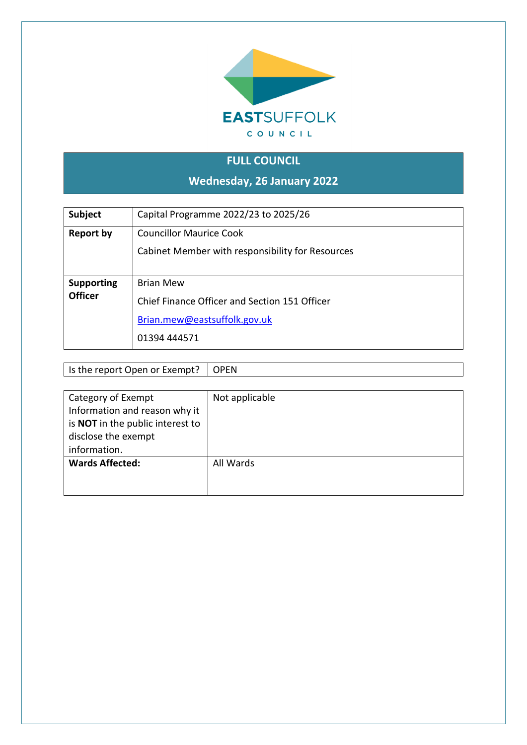EASTSUFFOLK

COUNCIL

## FULL COUNCIL

## Wednesday, 26 January 2022

| **Subject** | Capital Programme 2022/23 to 2025/26 |
|---|---|
| **Report by** | Councillor Maurice Cook<br><br>Cabinet Member with responsibility for Resources |
| **Supporting Officer** | Brian Mew<br><br>Chief Finance Officer and Section 151 Officer<br><br>Brian.mew@eastsuffolk.gov.uk<br><br>01394 444571 |

| Is the report Open or Exempt? | OPEN |
|---|---|

| Category of Exempt Information and reason why it is **NOT** in the public interest to disclose the exempt information. | Not applicable |
|---|---|
| **Wards Affected:** | All Wards |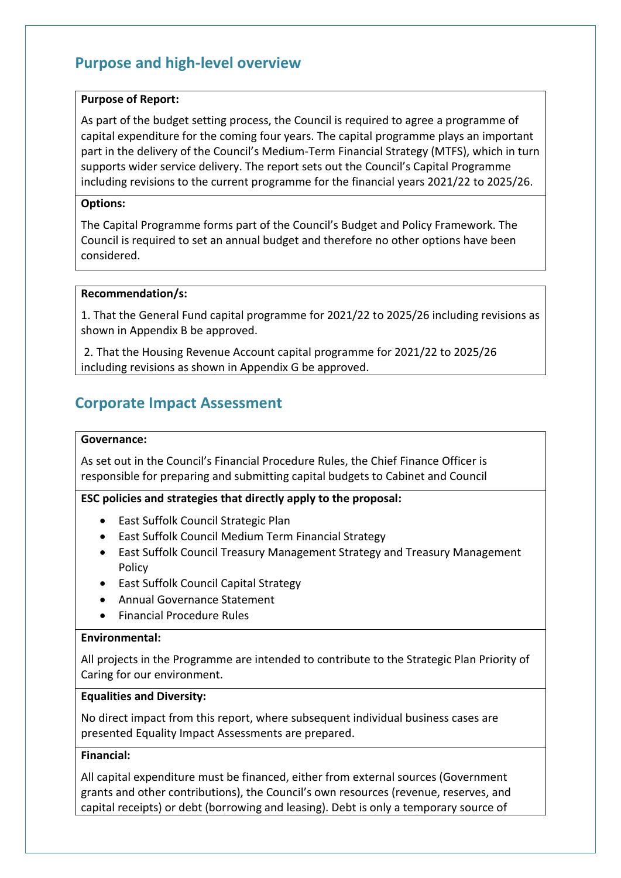## Purpose and high-level overview

**Purpose of Report:**

As part of the budget setting process, the Council is required to agree a programme of capital expenditure for the coming four years. The capital programme plays an important part in the delivery of the Council's Medium-Term Financial Strategy (MTFS), which in turn supports wider service delivery. The report sets out the Council's Capital Programme including revisions to the current programme for the financial years 2021/22 to 2025/26.

**Options:**

The Capital Programme forms part of the Council's Budget and Policy Framework. The Council is required to set an annual budget and therefore no other options have been considered.

**Recommendation/s:**

1. That the General Fund capital programme for 2021/22 to 2025/26 including revisions as shown in Appendix B be approved.

2. That the Housing Revenue Account capital programme for 2021/22 to 2025/26 including revisions as shown in Appendix G be approved.

## Corporate Impact Assessment

**Governance:**

As set out in the Council's Financial Procedure Rules, the Chief Finance Officer is responsible for preparing and submitting capital budgets to Cabinet and Council

**ESC policies and strategies that directly apply to the proposal:**

- East Suffolk Council Strategic Plan
- East Suffolk Council Medium Term Financial Strategy
- East Suffolk Council Treasury Management Strategy and Treasury Management Policy
- East Suffolk Council Capital Strategy
- Annual Governance Statement
- Financial Procedure Rules

**Environmental:**

All projects in the Programme are intended to contribute to the Strategic Plan Priority of Caring for our environment.

**Equalities and Diversity:**

No direct impact from this report, where subsequent individual business cases are presented Equality Impact Assessments are prepared.

**Financial:**

All capital expenditure must be financed, either from external sources (Government grants and other contributions), the Council's own resources (revenue, reserves, and capital receipts) or debt (borrowing and leasing). Debt is only a temporary source of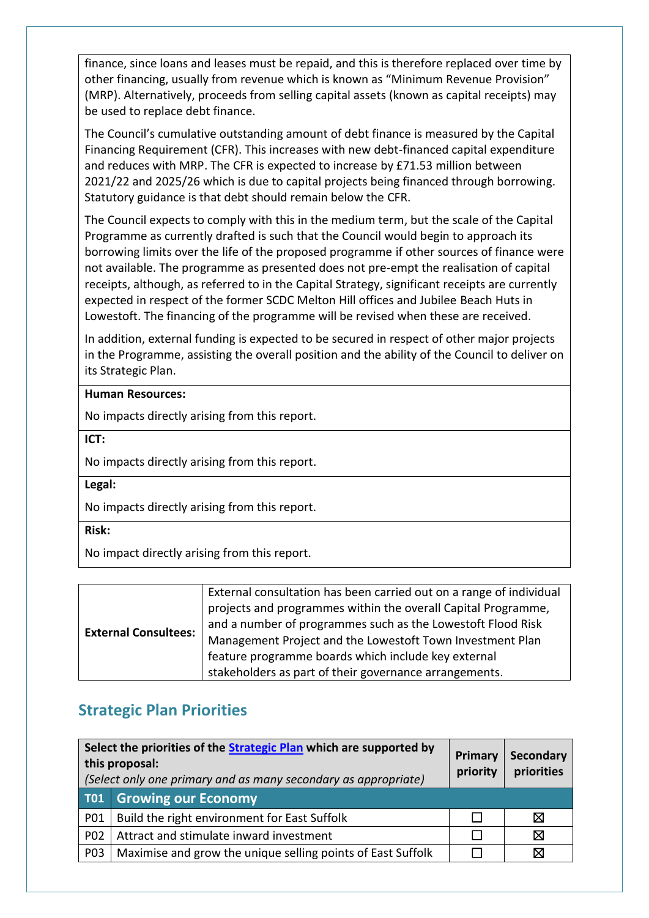finance, since loans and leases must be repaid, and this is therefore replaced over time by other financing, usually from revenue which is known as "Minimum Revenue Provision" (MRP). Alternatively, proceeds from selling capital assets (known as capital receipts) may be used to replace debt finance.

The Council's cumulative outstanding amount of debt finance is measured by the Capital Financing Requirement (CFR). This increases with new debt-financed capital expenditure and reduces with MRP. The CFR is expected to increase by £71.53 million between 2021/22 and 2025/26 which is due to capital projects being financed through borrowing. Statutory guidance is that debt should remain below the CFR.

The Council expects to comply with this in the medium term, but the scale of the Capital Programme as currently drafted is such that the Council would begin to approach its borrowing limits over the life of the proposed programme if other sources of finance were not available. The programme as presented does not pre-empt the realisation of capital receipts, although, as referred to in the Capital Strategy, significant receipts are currently expected in respect of the former SCDC Melton Hill offices and Jubilee Beach Huts in Lowestoft. The financing of the programme will be revised when these are received.

In addition, external funding is expected to be secured in respect of other major projects in the Programme, assisting the overall position and the ability of the Council to deliver on its Strategic Plan.

**Human Resources:**

No impacts directly arising from this report.

**ICT:**

No impacts directly arising from this report.

**Legal:**

No impacts directly arising from this report.

**Risk:**

No impact directly arising from this report.

| | |
|---|---|
| **External Consultees:** | External consultation has been carried out on a range of individual projects and programmes within the overall Capital Programme, and a number of programmes such as the Lowestoft Flood Risk Management Project and the Lowestoft Town Investment Plan feature programme boards which include key external stakeholders as part of their governance arrangements. |

## Strategic Plan Priorities

| **Select the priorities of the Strategic Plan which are supported by this proposal:** *(Select only one primary and as many secondary as appropriate)* | | **Primary priority** | **Secondary priorities** |
|---|---|---|---|
| **T01** | **Growing our Economy** | | |
| P01 | Build the right environment for East Suffolk | ☐ | ☒ |
| P02 | Attract and stimulate inward investment | ☐ | ☒ |
| P03 | Maximise and grow the unique selling points of East Suffolk | ☐ | ☒ |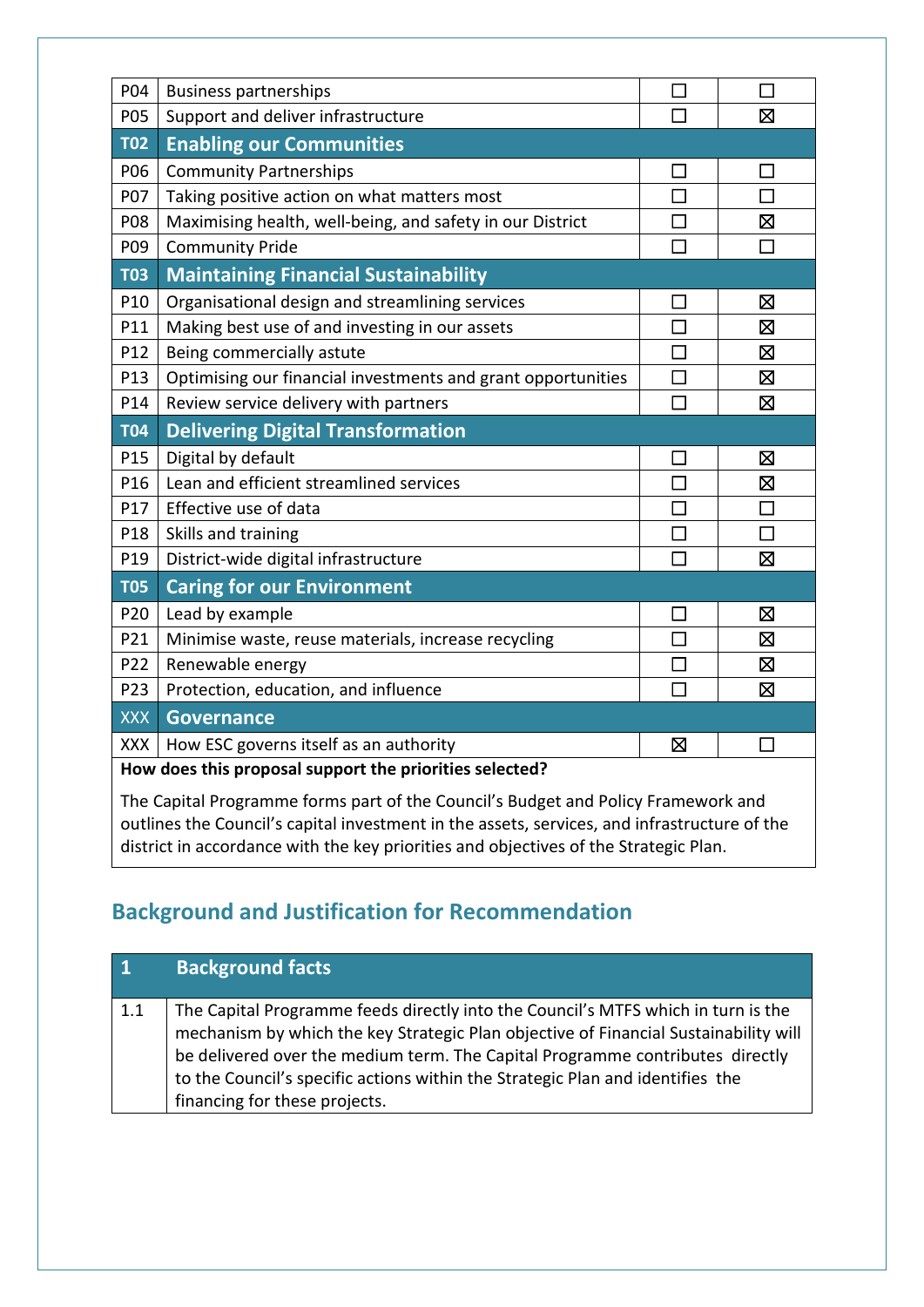| | | | |
|---|---|---|---|
| P04 | Business partnerships | ☐ | ☐ |
| P05 | Support and deliver infrastructure | ☐ | ☒ |
| **T02** | **Enabling our Communities** | | |
| P06 | Community Partnerships | ☐ | ☐ |
| P07 | Taking positive action on what matters most | ☐ | ☐ |
| P08 | Maximising health, well-being, and safety in our District | ☐ | ☒ |
| P09 | Community Pride | ☐ | ☐ |
| **T03** | **Maintaining Financial Sustainability** | | |
| P10 | Organisational design and streamlining services | ☐ | ☒ |
| P11 | Making best use of and investing in our assets | ☐ | ☒ |
| P12 | Being commercially astute | ☐ | ☒ |
| P13 | Optimising our financial investments and grant opportunities | ☐ | ☒ |
| P14 | Review service delivery with partners | ☐ | ☒ |
| **T04** | **Delivering Digital Transformation** | | |
| P15 | Digital by default | ☐ | ☒ |
| P16 | Lean and efficient streamlined services | ☐ | ☒ |
| P17 | Effective use of data | ☐ | ☐ |
| P18 | Skills and training | ☐ | ☐ |
| P19 | District-wide digital infrastructure | ☐ | ☒ |
| **T05** | **Caring for our Environment** | | |
| P20 | Lead by example | ☐ | ☒ |
| P21 | Minimise waste, reuse materials, increase recycling | ☐ | ☒ |
| P22 | Renewable energy | ☐ | ☒ |
| P23 | Protection, education, and influence | ☐ | ☒ |
| XXX | **Governance** | | |
| XXX | How ESC governs itself as an authority | ☒ | ☐ |

**How does this proposal support the priorities selected?**

The Capital Programme forms part of the Council's Budget and Policy Framework and outlines the Council's capital investment in the assets, services, and infrastructure of the district in accordance with the key priorities and objectives of the Strategic Plan.

## Background and Justification for Recommendation

| 1 | Background facts |
|---|---|
| 1.1 | The Capital Programme feeds directly into the Council's MTFS which in turn is the mechanism by which the key Strategic Plan objective of Financial Sustainability will be delivered over the medium term. The Capital Programme contributes directly to the Council's specific actions within the Strategic Plan and identifies the financing for these projects. |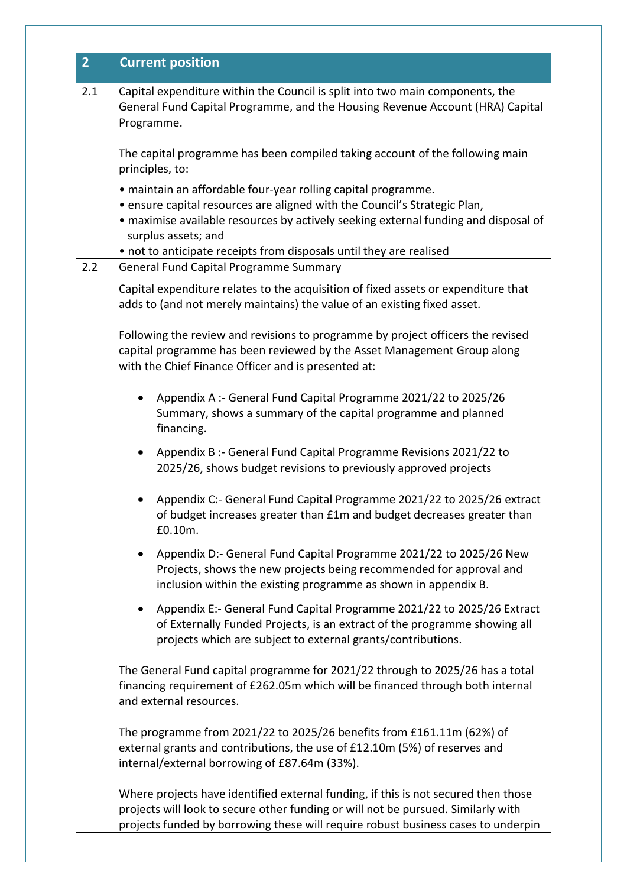## 2 Current position

**2.1** Capital expenditure within the Council is split into two main components, the General Fund Capital Programme, and the Housing Revenue Account (HRA) Capital Programme.

The capital programme has been compiled taking account of the following main principles, to:

- maintain an affordable four-year rolling capital programme.
- ensure capital resources are aligned with the Council's Strategic Plan,
- maximise available resources by actively seeking external funding and disposal of surplus assets; and
- not to anticipate receipts from disposals until they are realised

**2.2** General Fund Capital Programme Summary

Capital expenditure relates to the acquisition of fixed assets or expenditure that adds to (and not merely maintains) the value of an existing fixed asset.

Following the review and revisions to programme by project officers the revised capital programme has been reviewed by the Asset Management Group along with the Chief Finance Officer and is presented at:

- Appendix A :- General Fund Capital Programme 2021/22 to 2025/26 Summary, shows a summary of the capital programme and planned financing.
- Appendix B :- General Fund Capital Programme Revisions 2021/22 to 2025/26, shows budget revisions to previously approved projects
- Appendix C:- General Fund Capital Programme 2021/22 to 2025/26 extract of budget increases greater than £1m and budget decreases greater than £0.10m.
- Appendix D:- General Fund Capital Programme 2021/22 to 2025/26 New Projects, shows the new projects being recommended for approval and inclusion within the existing programme as shown in appendix B.
- Appendix E:- General Fund Capital Programme 2021/22 to 2025/26 Extract of Externally Funded Projects, is an extract of the programme showing all projects which are subject to external grants/contributions.

The General Fund capital programme for 2021/22 through to 2025/26 has a total financing requirement of £262.05m which will be financed through both internal and external resources.

The programme from 2021/22 to 2025/26 benefits from £161.11m (62%) of external grants and contributions, the use of £12.10m (5%) of reserves and internal/external borrowing of £87.64m (33%).

Where projects have identified external funding, if this is not secured then those projects will look to secure other funding or will not be pursued. Similarly with projects funded by borrowing these will require robust business cases to underpin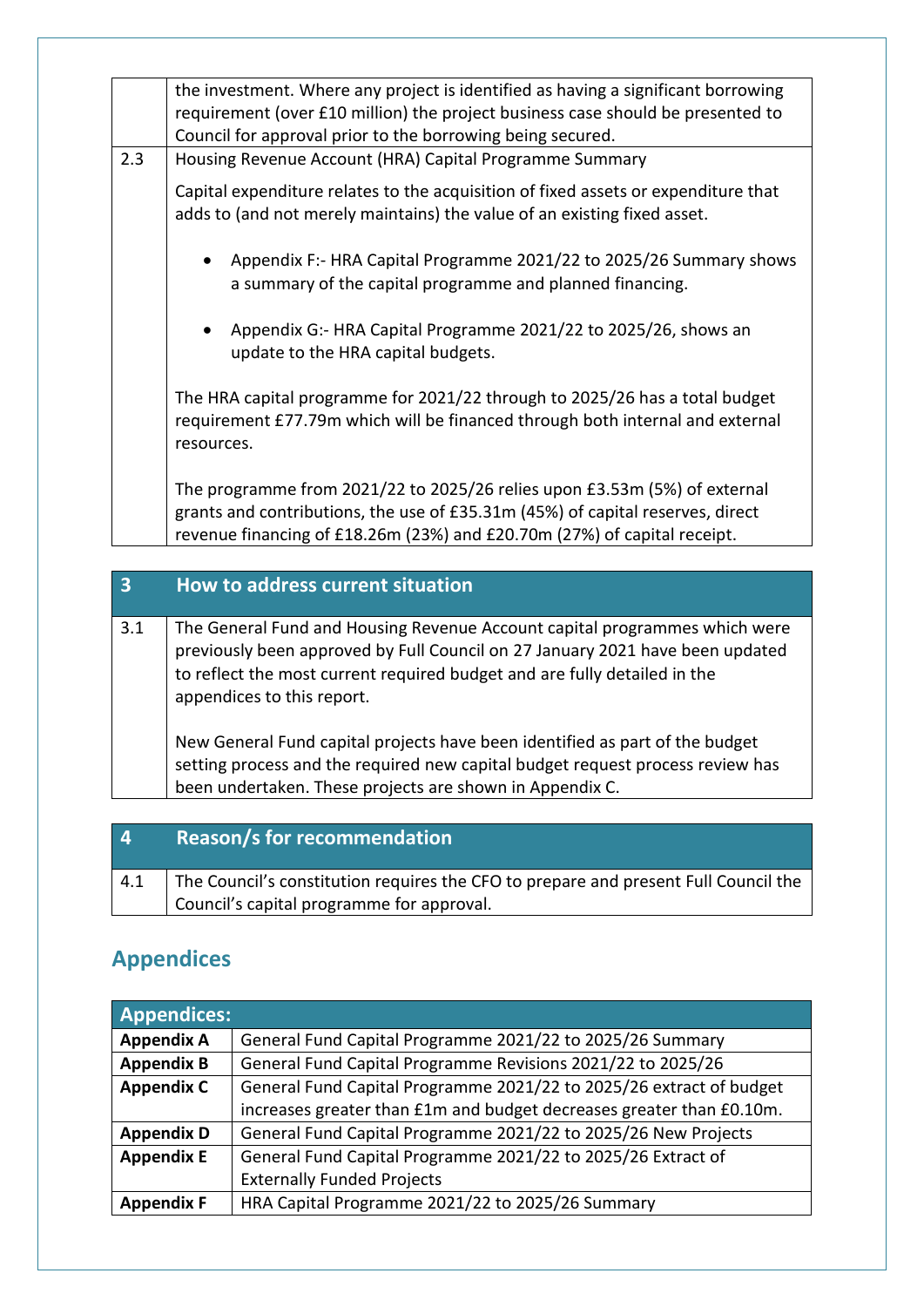| | |
|---|---|
| | the investment. Where any project is identified as having a significant borrowing requirement (over £10 million) the project business case should be presented to Council for approval prior to the borrowing being secured. |
| 2.3 | Housing Revenue Account (HRA) Capital Programme Summary<br><br>Capital expenditure relates to the acquisition of fixed assets or expenditure that adds to (and not merely maintains) the value of an existing fixed asset.<br><br>• Appendix F:- HRA Capital Programme 2021/22 to 2025/26 Summary shows a summary of the capital programme and planned financing.<br><br>• Appendix G:- HRA Capital Programme 2021/22 to 2025/26, shows an update to the HRA capital budgets.<br><br>The HRA capital programme for 2021/22 through to 2025/26 has a total budget requirement £77.79m which will be financed through both internal and external resources.<br><br>The programme from 2021/22 to 2025/26 relies upon £3.53m (5%) of external grants and contributions, the use of £35.31m (45%) of capital reserves, direct revenue financing of £18.26m (23%) and £20.70m (27%) of capital receipt. |

| 3 | How to address current situation |
|---|---|
| 3.1 | The General Fund and Housing Revenue Account capital programmes which were previously been approved by Full Council on 27 January 2021 have been updated to reflect the most current required budget and are fully detailed in the appendices to this report.<br><br>New General Fund capital projects have been identified as part of the budget setting process and the required new capital budget request process review has been undertaken. These projects are shown in Appendix C. |

| 4 | Reason/s for recommendation |
|---|---|
| 4.1 | The Council's constitution requires the CFO to prepare and present Full Council the Council's capital programme for approval. |

## Appendices

| Appendices: | |
|---|---|
| **Appendix A** | General Fund Capital Programme 2021/22 to 2025/26 Summary |
| **Appendix B** | General Fund Capital Programme Revisions 2021/22 to 2025/26 |
| **Appendix C** | General Fund Capital Programme 2021/22 to 2025/26 extract of budget increases greater than £1m and budget decreases greater than £0.10m. |
| **Appendix D** | General Fund Capital Programme 2021/22 to 2025/26 New Projects |
| **Appendix E** | General Fund Capital Programme 2021/22 to 2025/26 Extract of Externally Funded Projects |
| **Appendix F** | HRA Capital Programme 2021/22 to 2025/26 Summary |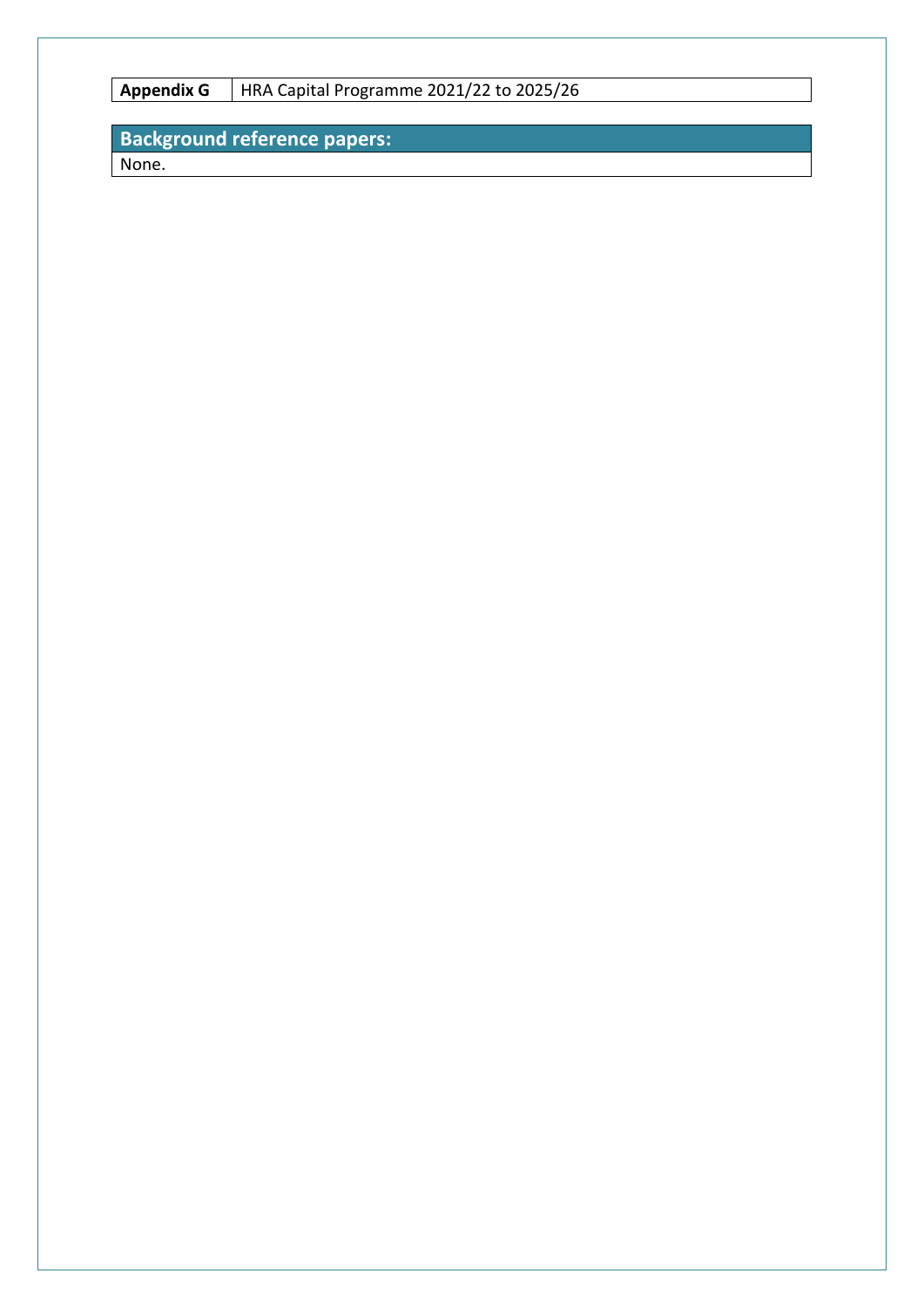| Appendix G | HRA Capital Programme 2021/22 to 2025/26 |
| --- | --- |

## Background reference papers:

None.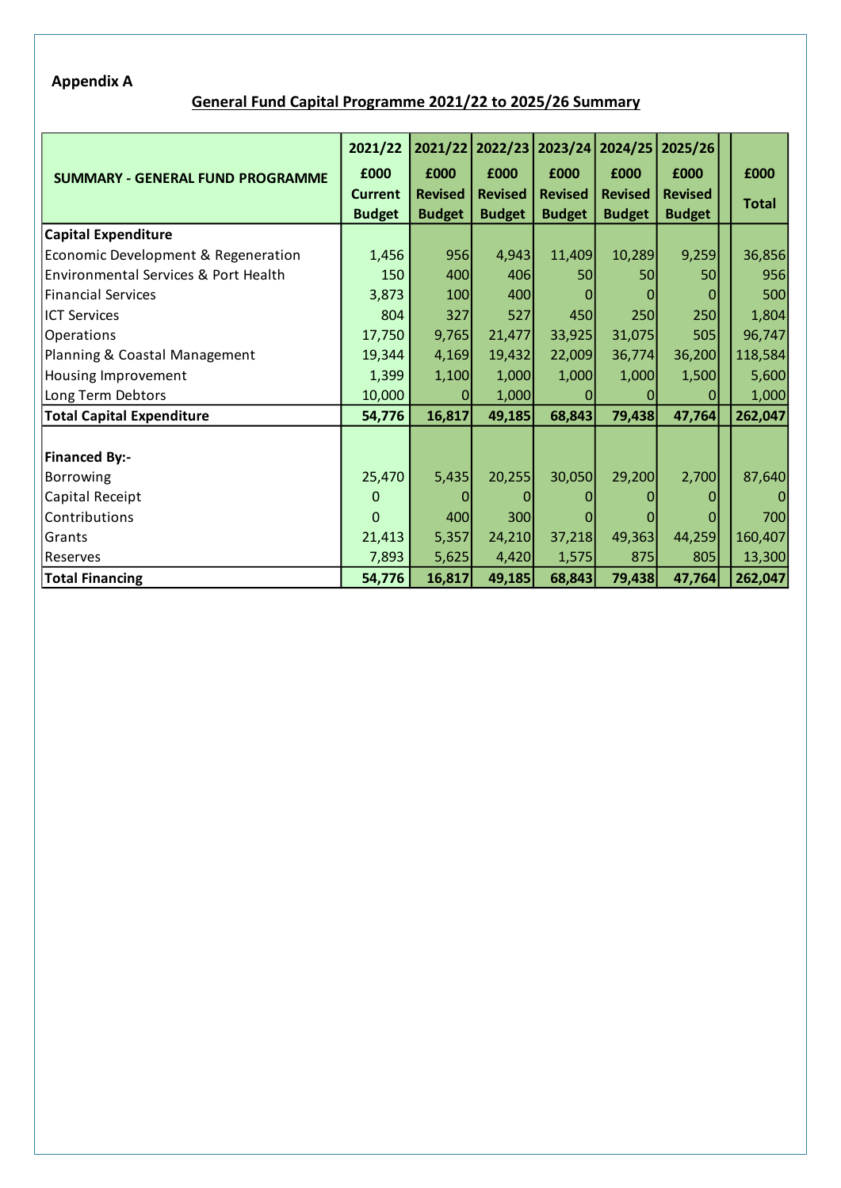**Appendix A**

## General Fund Capital Programme 2021/22 to 2025/26 Summary

| SUMMARY - GENERAL FUND PROGRAMME | 2021/22 £000 Current Budget | 2021/22 £000 Revised Budget | 2022/23 £000 Revised Budget | 2023/24 £000 Revised Budget | 2024/25 £000 Revised Budget | 2025/26 £000 Revised Budget | £000 Total |
|---|---|---|---|---|---|---|---|
| **Capital Expenditure** | | | | | | | |
| Economic Development & Regeneration | 1,456 | 956 | 4,943 | 11,409 | 10,289 | 9,259 | 36,856 |
| Environmental Services & Port Health | 150 | 400 | 406 | 50 | 50 | 50 | 956 |
| Financial Services | 3,873 | 100 | 400 | 0 | 0 | 0 | 500 |
| ICT Services | 804 | 327 | 527 | 450 | 250 | 250 | 1,804 |
| Operations | 17,750 | 9,765 | 21,477 | 33,925 | 31,075 | 505 | 96,747 |
| Planning & Coastal Management | 19,344 | 4,169 | 19,432 | 22,009 | 36,774 | 36,200 | 118,584 |
| Housing Improvement | 1,399 | 1,100 | 1,000 | 1,000 | 1,000 | 1,500 | 5,600 |
| Long Term Debtors | 10,000 | 0 | 1,000 | 0 | 0 | 0 | 1,000 |
| **Total Capital Expenditure** | **54,776** | **16,817** | **49,185** | **68,843** | **79,438** | **47,764** | **262,047** |
| | | | | | | | |
| **Financed By:-** | | | | | | | |
| Borrowing | 25,470 | 5,435 | 20,255 | 30,050 | 29,200 | 2,700 | 87,640 |
| Capital Receipt | 0 | 0 | 0 | 0 | 0 | 0 | 0 |
| Contributions | 0 | 400 | 300 | 0 | 0 | 0 | 700 |
| Grants | 21,413 | 5,357 | 24,210 | 37,218 | 49,363 | 44,259 | 160,407 |
| Reserves | 7,893 | 5,625 | 4,420 | 1,575 | 875 | 805 | 13,300 |
| **Total Financing** | **54,776** | **16,817** | **49,185** | **68,843** | **79,438** | **47,764** | **262,047** |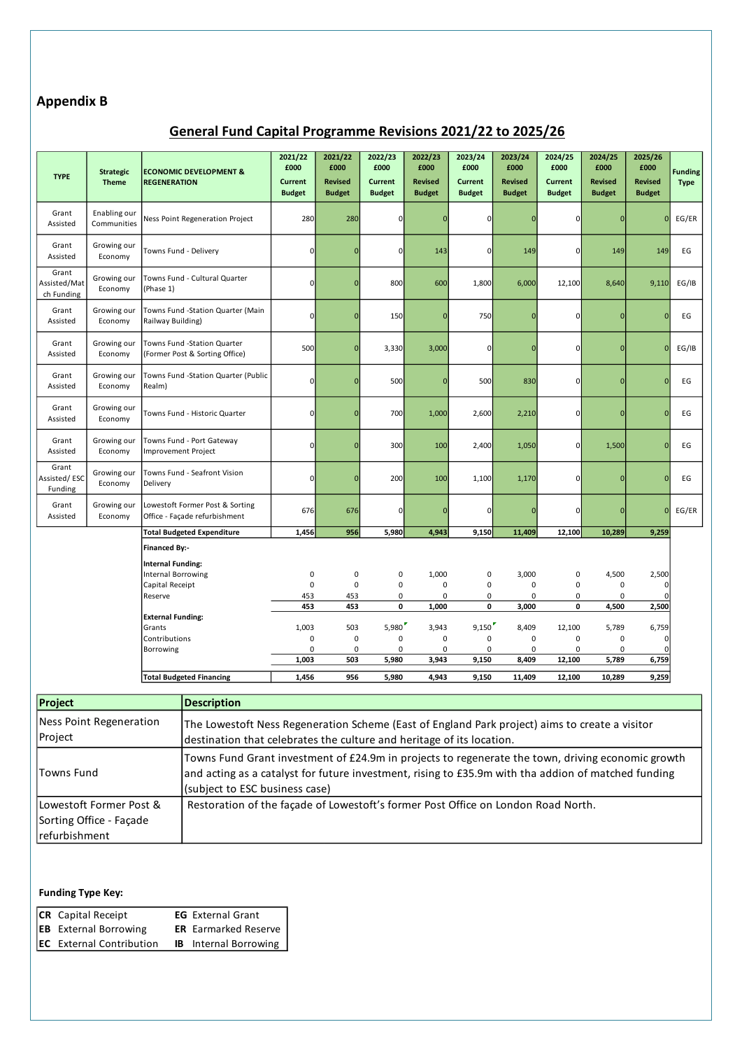## Appendix B

## General Fund Capital Programme Revisions 2021/22 to 2025/26

| TYPE | Strategic Theme | ECONOMIC DEVELOPMENT & REGENERATION | 2021/22 £000 Current Budget | 2021/22 £000 Revised Budget | 2022/23 £000 Current Budget | 2022/23 £000 Revised Budget | 2023/24 £000 Current Budget | 2023/24 £000 Revised Budget | 2024/25 £000 Current Budget | 2024/25 £000 Revised Budget | 2025/26 £000 Revised Budget | Funding Type |
|---|---|---|---|---|---|---|---|---|---|---|---|---|
| Grant Assisted | Enabling our Communities | Ness Point Regeneration Project | 280 | 280 | 0 | 0 | 0 | 0 | 0 | 0 | 0 | EG/ER |
| Grant Assisted | Growing our Economy | Towns Fund - Delivery | 0 | 0 | 0 | 143 | 0 | 149 | 0 | 149 | 149 | EG |
| Grant Assisted/Match Funding | Growing our Economy | Towns Fund - Cultural Quarter (Phase 1) | 0 | 0 | 800 | 600 | 1,800 | 6,000 | 12,100 | 8,640 | 9,110 | EG/IB |
| Grant Assisted | Growing our Economy | Towns Fund -Station Quarter (Main Railway Building) | 0 | 0 | 150 | 0 | 750 | 0 | 0 | 0 | 0 | EG |
| Grant Assisted | Growing our Economy | Towns Fund -Station Quarter (Former Post & Sorting Office) | 500 | 0 | 3,330 | 3,000 | 0 | 0 | 0 | 0 | 0 | EG/IB |
| Grant Assisted | Growing our Economy | Towns Fund -Station Quarter (Public Realm) | 0 | 0 | 500 | 0 | 500 | 830 | 0 | 0 | 0 | EG |
| Grant Assisted | Growing our Economy | Towns Fund - Historic Quarter | 0 | 0 | 700 | 1,000 | 2,600 | 2,210 | 0 | 0 | 0 | EG |
| Grant Assisted | Growing our Economy | Towns Fund - Port Gateway Improvement Project | 0 | 0 | 300 | 100 | 2,400 | 1,050 | 0 | 1,500 | 0 | EG |
| Grant Assisted/ ESC Funding | Growing our Economy | Towns Fund - Seafront Vision Delivery | 0 | 0 | 200 | 100 | 1,100 | 1,170 | 0 | 0 | 0 | EG |
| Grant Assisted | Growing our Economy | Lowestoft Former Post & Sorting Office - Façade refurbishment | 676 | 676 | 0 | 0 | 0 | 0 | 0 | 0 | 0 | EG/ER |
| | | **Total Budgeted Expenditure** | **1,456** | **956** | **5,980** | **4,943** | **9,150** | **11,409** | **12,100** | **10,289** | **9,259** | |
| | | **Financed By:-** | | | | | | | | | | |
| | | **Internal Funding:** | | | | | | | | | | |
| | | Internal Borrowing | 0 | 0 | 0 | 1,000 | 0 | 3,000 | 0 | 4,500 | 2,500 | |
| | | Capital Receipt | 0 | 0 | 0 | 0 | 0 | 0 | 0 | 0 | 0 | |
| | | Reserve | 453 | 453 | 0 | 0 | 0 | 0 | 0 | 0 | 0 | |
| | | | **453** | **453** | **0** | **1,000** | **0** | **3,000** | **0** | **4,500** | **2,500** | |
| | | **External Funding:** | | | | | | | | | | |
| | | Grants | 1,003 | 503 | 5,980 | 3,943 | 9,150 | 8,409 | 12,100 | 5,789 | 6,759 | |
| | | Contributions | 0 | 0 | 0 | 0 | 0 | 0 | 0 | 0 | 0 | |
| | | Borrowing | 0 | 0 | 0 | 0 | 0 | 0 | 0 | 0 | 0 | |
| | | | **1,003** | **503** | **5,980** | **3,943** | **9,150** | **8,409** | **12,100** | **5,789** | **6,759** | |
| | | **Total Budgeted Financing** | **1,456** | **956** | **5,980** | **4,943** | **9,150** | **11,409** | **12,100** | **10,289** | **9,259** | |

| Project | Description |
|---|---|
| Ness Point Regeneration Project | The Lowestoft Ness Regeneration Scheme (East of England Park project) aims to create a visitor destination that celebrates the culture and heritage of its location. |
| Towns Fund | Towns Fund Grant investment of £24.9m in projects to regenerate the town, driving economic growth and acting as a catalyst for future investment, rising to £35.9m with tha addion of matched funding (subject to ESC business case) |
| Lowestoft Former Post & Sorting Office - Façade refurbishment | Restoration of the façade of Lowestoft's former Post Office on London Road North. |

**Funding Type Key:**

| | | | |
|---|---|---|---|
| **CR** | Capital Receipt | **EG** | External Grant |
| **EB** | External Borrowing | **ER** | Earmarked Reserve |
| **EC** | External Contribution | **IB** | Internal Borrowing |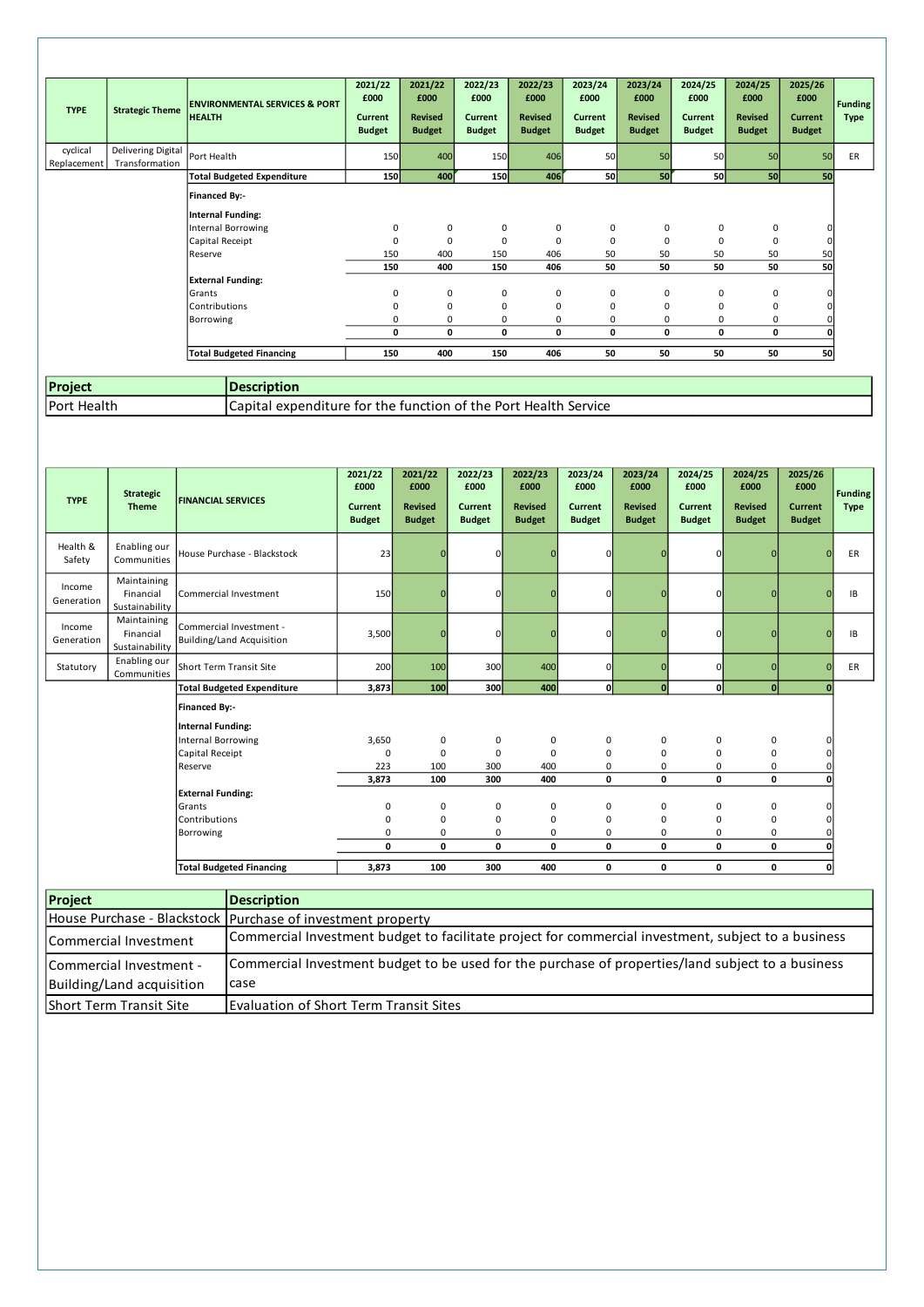| TYPE | Strategic Theme | ENVIRONMENTAL SERVICES & PORT HEALTH | 2021/22 £000 Current Budget | 2021/22 £000 Revised Budget | 2022/23 £000 Current Budget | 2022/23 £000 Revised Budget | 2023/24 £000 Current Budget | 2023/24 £000 Revised Budget | 2024/25 £000 Current Budget | 2024/25 £000 Revised Budget | 2025/26 £000 Current Budget | Funding Type |
|---|---|---|---|---|---|---|---|---|---|---|---|---|
| cyclical Replacement | Delivering Digital Transformation | Port Health | 150 | 400 | 150 | 406 | 50 | 50 | 50 | 50 | 50 | ER |
| | | **Total Budgeted Expenditure** | **150** | **400** | **150** | **406** | **50** | **50** | **50** | **50** | **50** | |
| | | **Financed By:-** | | | | | | | | | | |
| | | **Internal Funding:** | | | | | | | | | | |
| | | Internal Borrowing | 0 | 0 | 0 | 0 | 0 | 0 | 0 | 0 | 0 | |
| | | Capital Receipt | 0 | 0 | 0 | 0 | 0 | 0 | 0 | 0 | 0 | |
| | | Reserve | 150 | 400 | 150 | 406 | 50 | 50 | 50 | 50 | 50 | |
| | | | **150** | **400** | **150** | **406** | **50** | **50** | **50** | **50** | **50** | |
| | | **External Funding:** | | | | | | | | | | |
| | | Grants | 0 | 0 | 0 | 0 | 0 | 0 | 0 | 0 | 0 | |
| | | Contributions | 0 | 0 | 0 | 0 | 0 | 0 | 0 | 0 | 0 | |
| | | Borrowing | 0 | 0 | 0 | 0 | 0 | 0 | 0 | 0 | 0 | |
| | | | **0** | **0** | **0** | **0** | **0** | **0** | **0** | **0** | **0** | |
| | | **Total Budgeted Financing** | **150** | **400** | **150** | **406** | **50** | **50** | **50** | **50** | **50** | |

| Project | Description |
|---|---|
| Port Health | Capital expenditure for the function of the Port Health Service |

| TYPE | Strategic Theme | FINANCIAL SERVICES | 2021/22 £000 Current Budget | 2021/22 £000 Revised Budget | 2022/23 £000 Current Budget | 2022/23 £000 Revised Budget | 2023/24 £000 Current Budget | 2023/24 £000 Revised Budget | 2024/25 £000 Current Budget | 2024/25 £000 Revised Budget | 2025/26 £000 Current Budget | Funding Type |
|---|---|---|---|---|---|---|---|---|---|---|---|---|
| Health & Safety | Enabling our Communities | House Purchase - Blackstock | 23 | 0 | 0 | 0 | 0 | 0 | 0 | 0 | 0 | ER |
| Income Generation | Maintaining Financial Sustainability | Commercial Investment | 150 | 0 | 0 | 0 | 0 | 0 | 0 | 0 | 0 | IB |
| Income Generation | Maintaining Financial Sustainability | Commercial Investment - Building/Land Acquisition | 3,500 | 0 | 0 | 0 | 0 | 0 | 0 | 0 | 0 | IB |
| Statutory | Enabling our Communities | Short Term Transit Site | 200 | 100 | 300 | 400 | 0 | 0 | 0 | 0 | 0 | ER |
| | | **Total Budgeted Expenditure** | **3,873** | **100** | **300** | **400** | **0** | **0** | **0** | **0** | **0** | |
| | | **Financed By:-** | | | | | | | | | | |
| | | **Internal Funding:** | | | | | | | | | | |
| | | Internal Borrowing | 3,650 | 0 | 0 | 0 | 0 | 0 | 0 | 0 | 0 | |
| | | Capital Receipt | 0 | 0 | 0 | 0 | 0 | 0 | 0 | 0 | 0 | |
| | | Reserve | 223 | 100 | 300 | 400 | 0 | 0 | 0 | 0 | 0 | |
| | | | **3,873** | **100** | **300** | **400** | **0** | **0** | **0** | **0** | **0** | |
| | | **External Funding:** | | | | | | | | | | |
| | | Grants | 0 | 0 | 0 | 0 | 0 | 0 | 0 | 0 | 0 | |
| | | Contributions | 0 | 0 | 0 | 0 | 0 | 0 | 0 | 0 | 0 | |
| | | Borrowing | 0 | 0 | 0 | 0 | 0 | 0 | 0 | 0 | 0 | |
| | | | **0** | **0** | **0** | **0** | **0** | **0** | **0** | **0** | **0** | |
| | | **Total Budgeted Financing** | **3,873** | **100** | **300** | **400** | **0** | **0** | **0** | **0** | **0** | |

| Project | Description |
|---|---|
| House Purchase - Blackstock | Purchase of investment property |
| Commercial Investment | Commercial Investment budget to facilitate project for commercial investment, subject to a business |
| Commercial Investment - Building/Land acquisition | Commercial Investment budget to be used for the purchase of properties/land subject to a business case |
| Short Term Transit Site | Evaluation of Short Term Transit Sites |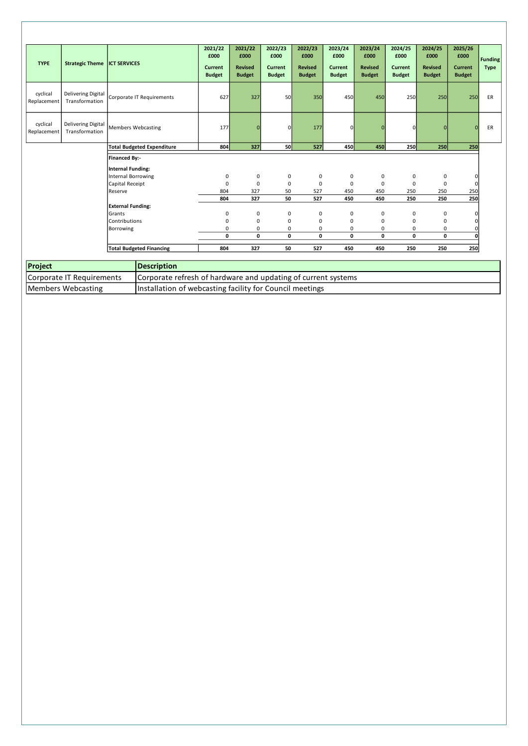| TYPE | Strategic Theme | ICT SERVICES | 2021/22 £000 Current Budget | 2021/22 £000 Revised Budget | 2022/23 £000 Current Budget | 2022/23 £000 Revised Budget | 2023/24 £000 Current Budget | 2023/24 £000 Revised Budget | 2024/25 £000 Current Budget | 2024/25 £000 Revised Budget | 2025/26 £000 Current Budget | Funding Type |
|---|---|---|---|---|---|---|---|---|---|---|---|---|
| cyclical Replacement | Delivering Digital Transformation | Corporate IT Requirements | 627 | 327 | 50 | 350 | 450 | 450 | 250 | 250 | 250 | ER |
| cyclical Replacement | Delivering Digital Transformation | Members Webcasting | 177 | 0 | 0 | 177 | 0 | 0 | 0 | 0 | 0 | ER |
| | | **Total Budgeted Expenditure** | **804** | **327** | **50** | **527** | **450** | **450** | **250** | **250** | **250** | |
| | | **Financed By:-** | | | | | | | | | | |
| | | **Internal Funding:** | | | | | | | | | | |
| | | Internal Borrowing | 0 | 0 | 0 | 0 | 0 | 0 | 0 | 0 | 0 | |
| | | Capital Receipt | 0 | 0 | 0 | 0 | 0 | 0 | 0 | 0 | 0 | |
| | | Reserve | 804 | 327 | 50 | 527 | 450 | 450 | 250 | 250 | 250 | |
| | | | **804** | **327** | **50** | **527** | **450** | **450** | **250** | **250** | **250** | |
| | | **External Funding:** | | | | | | | | | | |
| | | Grants | 0 | 0 | 0 | 0 | 0 | 0 | 0 | 0 | 0 | |
| | | Contributions | 0 | 0 | 0 | 0 | 0 | 0 | 0 | 0 | 0 | |
| | | Borrowing | 0 | 0 | 0 | 0 | 0 | 0 | 0 | 0 | 0 | |
| | | | **0** | **0** | **0** | **0** | **0** | **0** | **0** | **0** | **0** | |
| | | **Total Budgeted Financing** | **804** | **327** | **50** | **527** | **450** | **450** | **250** | **250** | **250** | |

| Project | Description |
|---|---|
| Corporate IT Requirements | Corporate refresh of hardware and updating of current systems |
| Members Webcasting | Installation of webcasting facility for Council meetings |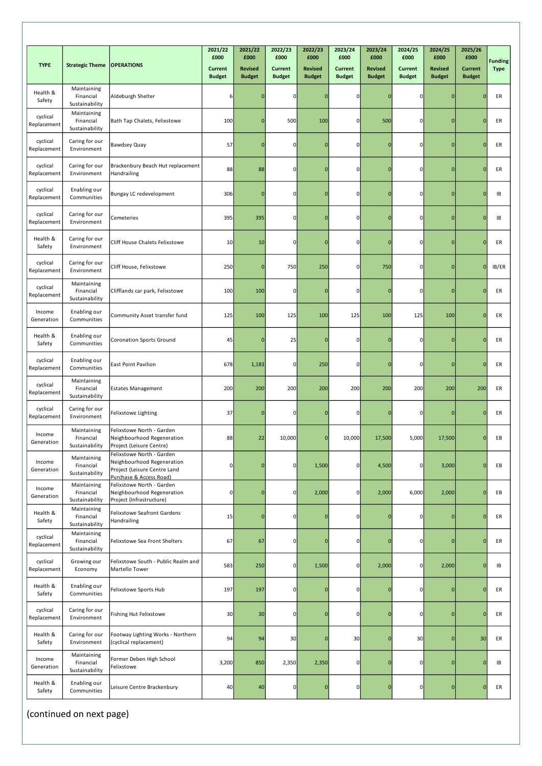| TYPE | Strategic Theme | OPERATIONS | 2021/22 £000 Current Budget | 2021/22 £000 Revised Budget | 2022/23 £000 Current Budget | 2022/23 £000 Revised Budget | 2023/24 £000 Current Budget | 2023/24 £000 Revised Budget | 2024/25 £000 Current Budget | 2024/25 £000 Revised Budget | 2025/26 £000 Current Budget | Funding Type |
|---|---|---|---|---|---|---|---|---|---|---|---|---|
| Health & Safety | Maintaining Financial Sustainability | Aldeburgh Shelter | 6 | 0 | 0 | 0 | 0 | 0 | 0 | 0 | 0 | ER |
| cyclical Replacement | Maintaining Financial Sustainability | Bath Tap Chalets, Felixstowe | 100 | 0 | 500 | 100 | 0 | 500 | 0 | 0 | 0 | ER |
| cyclical Replacement | Caring for our Environment | Bawdsey Quay | 57 | 0 | 0 | 0 | 0 | 0 | 0 | 0 | 0 | ER |
| cyclical Replacement | Caring for our Environment | Brackenbury Beach Hut replacement Handrailing | 88 | 88 | 0 | 0 | 0 | 0 | 0 | 0 | 0 | ER |
| cyclical Replacement | Enabling our Communities | Bungay LC redevelopment | 306 | 0 | 0 | 0 | 0 | 0 | 0 | 0 | 0 | IB |
| cyclical Replacement | Caring for our Environment | Cemeteries | 395 | 395 | 0 | 0 | 0 | 0 | 0 | 0 | 0 | IB |
| Health & Safety | Caring for our Environment | Cliff House Chalets Felixstowe | 10 | 10 | 0 | 0 | 0 | 0 | 0 | 0 | 0 | ER |
| cyclical Replacement | Caring for our Environment | Cliff House, Felixstowe | 250 | 0 | 750 | 250 | 0 | 750 | 0 | 0 | 0 | IB/ER |
| cyclical Replacement | Maintaining Financial Sustainability | Clifflands car park, Felixstowe | 100 | 100 | 0 | 0 | 0 | 0 | 0 | 0 | 0 | ER |
| Income Generation | Enabling our Communities | Community Asset transfer fund | 125 | 100 | 125 | 100 | 125 | 100 | 125 | 100 | 0 | ER |
| Health & Safety | Enabling our Communities | Coronation Sports Ground | 45 | 0 | 25 | 0 | 0 | 0 | 0 | 0 | 0 | ER |
| cyclical Replacement | Enabling our Communities | East Point Pavilion | 678 | 1,183 | 0 | 250 | 0 | 0 | 0 | 0 | 0 | ER |
| cyclical Replacement | Maintaining Financial Sustainability | Estates Management | 200 | 200 | 200 | 200 | 200 | 200 | 200 | 200 | 200 | ER |
| cyclical Replacement | Caring for our Environment | Felixstowe Lighting | 37 | 0 | 0 | 0 | 0 | 0 | 0 | 0 | 0 | ER |
| Income Generation | Maintaining Financial Sustainability | Felixstowe North - Garden Neighbourhood Regeneration Project (Leisure Centre) | 88 | 22 | 10,000 | 0 | 10,000 | 17,500 | 5,000 | 17,500 | 0 | EB |
| Income Generation | Maintaining Financial Sustainability | Felixstowe North - Garden Neighbourhood Regeneration Project (Leisure Centre Land Purchase & Access Road) | 0 | 0 | 0 | 1,500 | 0 | 4,500 | 0 | 3,000 | 0 | EB |
| Income Generation | Maintaining Financial Sustainability | Felixstowe North - Garden Neighbourhood Regeneration Project (Infrastructure) | 0 | 0 | 0 | 2,000 | 0 | 2,000 | 6,000 | 2,000 | 0 | EB |
| Health & Safety | Maintaining Financial Sustainability | Felixstowe Seafront Gardens Handrailing | 15 | 0 | 0 | 0 | 0 | 0 | 0 | 0 | 0 | ER |
| cyclical Replacement | Maintaining Financial Sustainability | Felixstowe Sea Front Shelters | 67 | 67 | 0 | 0 | 0 | 0 | 0 | 0 | 0 | ER |
| cyclical Replacement | Growing our Economy | Felixstowe South - Public Realm and Martello Tower | 583 | 250 | 0 | 1,500 | 0 | 2,000 | 0 | 2,000 | 0 | IB |
| Health & Safety | Enabling our Communities | Felixstowe Sports Hub | 197 | 197 | 0 | 0 | 0 | 0 | 0 | 0 | 0 | ER |
| cyclical Replacement | Caring for our Environment | Fishing Hut Felixstowe | 30 | 30 | 0 | 0 | 0 | 0 | 0 | 0 | 0 | ER |
| Health & Safety | Caring for our Environment | Footway Lighting Works - Northern (cyclical replacement) | 94 | 94 | 30 | 0 | 30 | 0 | 30 | 0 | 30 | ER |
| Income Generation | Maintaining Financial Sustainability | Former Deben High School Felixstowe | 3,200 | 850 | 2,350 | 2,350 | 0 | 0 | 0 | 0 | 0 | IB |
| Health & Safety | Enabling our Communities | Leisure Centre Brackenbury | 40 | 40 | 0 | 0 | 0 | 0 | 0 | 0 | 0 | ER |

(continued on next page)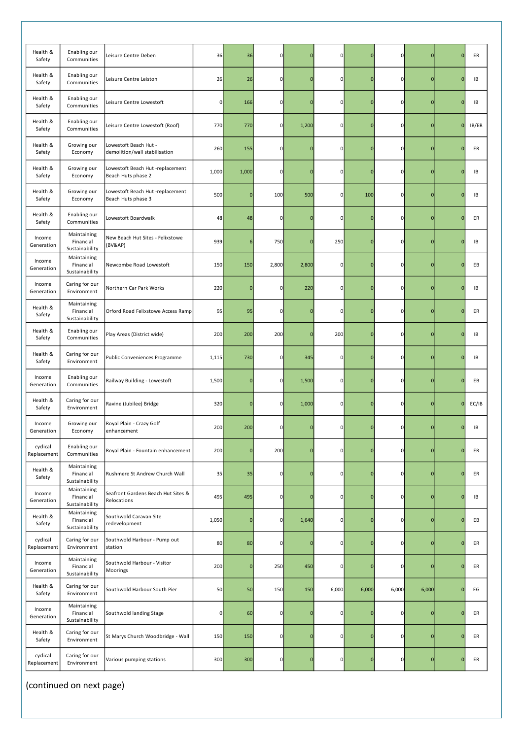| | | | | | | | | | | | | |
|---|---|---|---|---|---|---|---|---|---|---|---|---|
| Health & Safety | Enabling our Communities | Leisure Centre Deben | 36 | 36 | 0 | 0 | 0 | 0 | 0 | 0 | 0 | ER |
| Health & Safety | Enabling our Communities | Leisure Centre Leiston | 26 | 26 | 0 | 0 | 0 | 0 | 0 | 0 | 0 | IB |
| Health & Safety | Enabling our Communities | Leisure Centre Lowestoft | 0 | 166 | 0 | 0 | 0 | 0 | 0 | 0 | 0 | IB |
| Health & Safety | Enabling our Communities | Leisure Centre Lowestoft (Roof) | 770 | 770 | 0 | 1,200 | 0 | 0 | 0 | 0 | 0 | IB/ER |
| Health & Safety | Growing our Economy | Lowestoft Beach Hut - demolition/wall stabilisation | 260 | 155 | 0 | 0 | 0 | 0 | 0 | 0 | 0 | ER |
| Health & Safety | Growing our Economy | Lowestoft Beach Hut -replacement Beach Huts phase 2 | 1,000 | 1,000 | 0 | 0 | 0 | 0 | 0 | 0 | 0 | IB |
| Health & Safety | Growing our Economy | Lowestoft Beach Hut -replacement Beach Huts phase 3 | 500 | 0 | 100 | 500 | 0 | 100 | 0 | 0 | 0 | IB |
| Health & Safety | Enabling our Communities | Lowestoft Boardwalk | 48 | 48 | 0 | 0 | 0 | 0 | 0 | 0 | 0 | ER |
| Income Generation | Maintaining Financial Sustainability | New Beach Hut Sites - Felixstowe (BV&AP) | 939 | 6 | 750 | 0 | 250 | 0 | 0 | 0 | 0 | IB |
| Income Generation | Maintaining Financial Sustainability | Newcombe Road Lowestoft | 150 | 150 | 2,800 | 2,800 | 0 | 0 | 0 | 0 | 0 | EB |
| Income Generation | Caring for our Environment | Northern Car Park Works | 220 | 0 | 0 | 220 | 0 | 0 | 0 | 0 | 0 | IB |
| Health & Safety | Maintaining Financial Sustainability | Orford Road Felixstowe Access Ramp | 95 | 95 | 0 | 0 | 0 | 0 | 0 | 0 | 0 | ER |
| Health & Safety | Enabling our Communities | Play Areas (District wide) | 200 | 200 | 200 | 0 | 200 | 0 | 0 | 0 | 0 | IB |
| Health & Safety | Caring for our Environment | Public Conveniences Programme | 1,115 | 730 | 0 | 345 | 0 | 0 | 0 | 0 | 0 | IB |
| Income Generation | Enabling our Communities | Railway Building - Lowestoft | 1,500 | 0 | 0 | 1,500 | 0 | 0 | 0 | 0 | 0 | EB |
| Health & Safety | Caring for our Environment | Ravine (Jubilee) Bridge | 320 | 0 | 0 | 1,000 | 0 | 0 | 0 | 0 | 0 | EC/IB |
| Income Generation | Growing our Economy | Royal Plain - Crazy Golf enhancement | 200 | 200 | 0 | 0 | 0 | 0 | 0 | 0 | 0 | IB |
| cyclical Replacement | Enabling our Communities | Royal Plain - Fountain enhancement | 200 | 0 | 200 | 0 | 0 | 0 | 0 | 0 | 0 | ER |
| Health & Safety | Maintaining Financial Sustainability | Rushmere St Andrew Church Wall | 35 | 35 | 0 | 0 | 0 | 0 | 0 | 0 | 0 | ER |
| Income Generation | Maintaining Financial Sustainability | Seafront Gardens Beach Hut Sites & Relocations | 495 | 495 | 0 | 0 | 0 | 0 | 0 | 0 | 0 | IB |
| Health & Safety | Maintaining Financial Sustainability | Southwold Caravan Site redevelopment | 1,050 | 0 | 0 | 1,640 | 0 | 0 | 0 | 0 | 0 | EB |
| cyclical Replacement | Caring for our Environment | Southwold Harbour - Pump out station | 80 | 80 | 0 | 0 | 0 | 0 | 0 | 0 | 0 | ER |
| Income Generation | Maintaining Financial Sustainability | Southwold Harbour - Visitor Moorings | 200 | 0 | 250 | 450 | 0 | 0 | 0 | 0 | 0 | ER |
| Health & Safety | Caring for our Environment | Southwold Harbour South Pier | 50 | 50 | 150 | 150 | 6,000 | 6,000 | 6,000 | 6,000 | 0 | EG |
| Income Generation | Maintaining Financial Sustainability | Southwold landing Stage | 0 | 60 | 0 | 0 | 0 | 0 | 0 | 0 | 0 | ER |
| Health & Safety | Caring for our Environment | St Marys Church Woodbridge - Wall | 150 | 150 | 0 | 0 | 0 | 0 | 0 | 0 | 0 | ER |
| cyclical Replacement | Caring for our Environment | Various pumping stations | 300 | 300 | 0 | 0 | 0 | 0 | 0 | 0 | 0 | ER |

(continued on next page)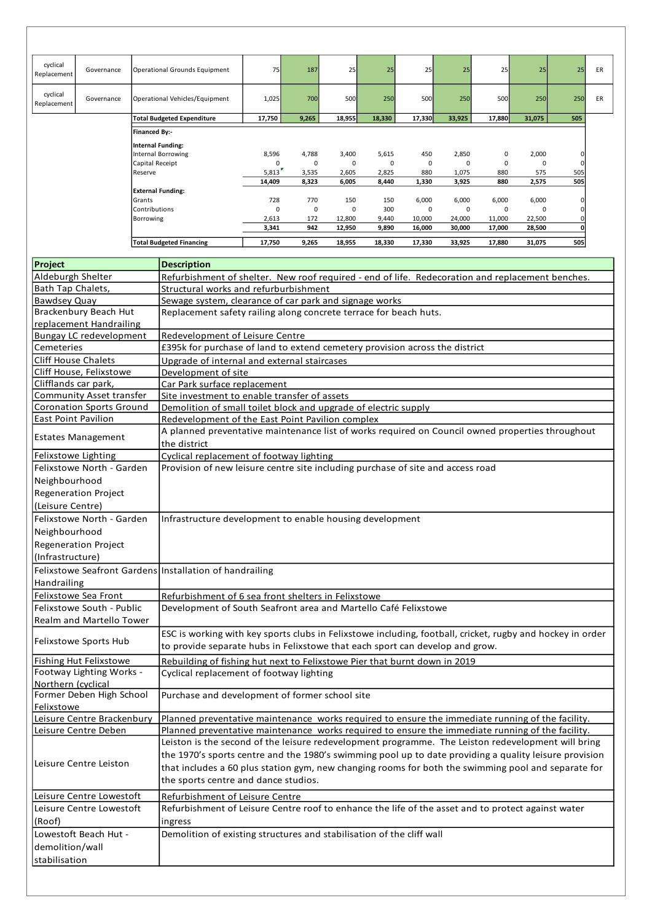| | | | | | | | | | | | | |
|---|---|---|---|---|---|---|---|---|---|---|---|---|
| cyclical Replacement | Governance | Operational Grounds Equipment | 75 | 187 | 25 | 25 | 25 | 25 | 25 | 25 | 25 | ER |
| cyclical Replacement | Governance | Operational Vehicles/Equipment | 1,025 | 700 | 500 | 250 | 500 | 250 | 500 | 250 | 250 | ER |
| | | **Total Budgeted Expenditure** | **17,750** | **9,265** | **18,955** | **18,330** | **17,330** | **33,925** | **17,880** | **31,075** | **505** | |
| | | **Financed By:-** | | | | | | | | | | |
| | | **Internal Funding:** | | | | | | | | | | |
| | | Internal Borrowing | 8,596 | 4,788 | 3,400 | 5,615 | 450 | 2,850 | 0 | 2,000 | 0 | |
| | | Capital Receipt | 0 | 0 | 0 | 0 | 0 | 0 | 0 | 0 | 0 | |
| | | Reserve | 5,813 | 3,535 | 2,605 | 2,825 | 880 | 1,075 | 880 | 575 | 505 | |
| | | | **14,409** | **8,323** | **6,005** | **8,440** | **1,330** | **3,925** | **880** | **2,575** | **505** | |
| | | **External Funding:** | | | | | | | | | | |
| | | Grants | 728 | 770 | 150 | 150 | 6,000 | 6,000 | 6,000 | 6,000 | 0 | |
| | | Contributions | 0 | 0 | 0 | 300 | 0 | 0 | 0 | 0 | 0 | |
| | | Borrowing | 2,613 | 172 | 12,800 | 9,440 | 10,000 | 24,000 | 11,000 | 22,500 | 0 | |
| | | | **3,341** | **942** | **12,950** | **9,890** | **16,000** | **30,000** | **17,000** | **28,500** | **0** | |
| | | **Total Budgeted Financing** | **17,750** | **9,265** | **18,955** | **18,330** | **17,330** | **33,925** | **17,880** | **31,075** | **505** | |

| Project | Description |
|---|---|
| Aldeburgh Shelter | Refurbishment of shelter. New roof required - end of life. Redecoration and replacement benches. |
| Bath Tap Chalets, | Structural works and refurburbishment |
| Bawdsey Quay | Sewage system, clearance of car park and signage works |
| Brackenbury Beach Hut replacement Handrailing | Replacement safety railing along concrete terrace for beach huts. |
| Bungay LC redevelopment | Redevelopment of Leisure Centre |
| Cemeteries | £395k for purchase of land to extend cemetery provision across the district |
| Cliff House Chalets | Upgrade of internal and external staircases |
| Cliff House, Felixstowe | Development of site |
| Clifflands car park, | Car Park surface replacement |
| Community Asset transfer | Site investment to enable transfer of assets |
| Coronation Sports Ground | Demolition of small toilet block and upgrade of electric supply |
| East Point Pavilion | Redevelopment of the East Point Pavilion complex |
| Estates Management | A planned preventative maintenance list of works required on Council owned properties throughout the district |
| Felixstowe Lighting | Cyclical replacement of footway lighting |
| Felixstowe North - Garden Neighbourhood Regeneration Project (Leisure Centre) | Provision of new leisure centre site including purchase of site and access road |
| Felixstowe North - Garden Neighbourhood Regeneration Project (Infrastructure) | Infrastructure development to enable housing development |
| Felixstowe Seafront Gardens Handrailing | Installation of handrailing |
| Felixstowe Sea Front | Refurbishment of 6 sea front shelters in Felixstowe |
| Felixstowe South - Public Realm and Martello Tower | Development of South Seafront area and Martello Café Felixstowe |
| Felixstowe Sports Hub | ESC is working with key sports clubs in Felixstowe including, football, cricket, rugby and hockey in order to provide separate hubs in Felixstowe that each sport can develop and grow. |
| Fishing Hut Felixstowe | Rebuilding of fishing hut next to Felixstowe Pier that burnt down in 2019 |
| Footway Lighting Works - Northern (cyclical | Cyclical replacement of footway lighting |
| Former Deben High School Felixstowe | Purchase and development of former school site |
| Leisure Centre Brackenbury | Planned preventative maintenance works required to ensure the immediate running of the facility. |
| Leisure Centre Deben | Planned preventative maintenance works required to ensure the immediate running of the facility. |
| Leisure Centre Leiston | Leiston is the second of the leisure redevelopment programme. The Leiston redevelopment will bring the 1970's sports centre and the 1980's swimming pool up to date providing a quality leisure provision that includes a 60 plus station gym, new changing rooms for both the swimming pool and separate for the sports centre and dance studios. |
| Leisure Centre Lowestoft | Refurbishment of Leisure Centre |
| Leisure Centre Lowestoft (Roof) | Refurbishment of Leisure Centre roof to enhance the life of the asset and to protect against water ingress |
| Lowestoft Beach Hut - demolition/wall stabilisation | Demolition of existing structures and stabilisation of the cliff wall |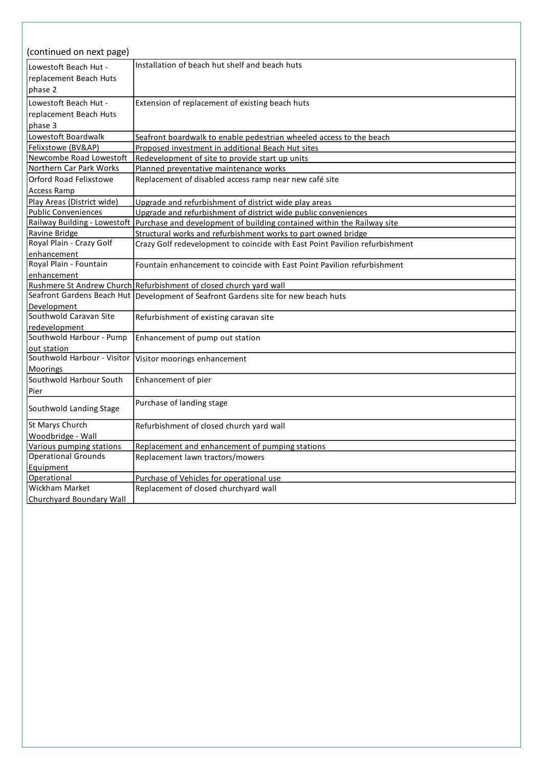(continued on next page)

| | |
|---|---|
| Lowestoft Beach Hut - replacement Beach Huts phase 2 | Installation of beach hut shelf and beach huts |
| Lowestoft Beach Hut - replacement Beach Huts phase 3 | Extension of replacement of existing beach huts |
| Lowestoft Boardwalk | Seafront boardwalk to enable pedestrian wheeled access to the beach |
| Felixstowe (BV&AP) | Proposed investment in additional Beach Hut sites |
| Newcombe Road Lowestoft | Redevelopment of site to provide start up units |
| Northern Car Park Works | Planned preventative maintenance works |
| Orford Road Felixstowe Access Ramp | Replacement of disabled access ramp near new café site |
| Play Areas (District wide) | Upgrade and refurbishment of district wide play areas |
| Public Conveniences | Upgrade and refurbishment of district wide public conveniences |
| Railway Building - Lowestoft | Purchase and development of building contained within the Railway site |
| Ravine Bridge | Structural works and refurbishment works to part owned bridge |
| Royal Plain - Crazy Golf enhancement | Crazy Golf redevelopment to coincide with East Point Pavilion refurbishment |
| Royal Plain - Fountain enhancement | Fountain enhancement to coincide with East Point Pavilion refurbishment |
| Rushmere St Andrew Church | Refurbishment of closed church yard wall |
| Seafront Gardens Beach Hut Development | Development of Seafront Gardens site for new beach huts |
| Southwold Caravan Site redevelopment | Refurbishment of existing caravan site |
| Southwold Harbour - Pump out station | Enhancement of pump out station |
| Southwold Harbour - Visitor Moorings | Visitor moorings enhancement |
| Southwold Harbour South Pier | Enhancement of pier |
| Southwold Landing Stage | Purchase of landing stage |
| St Marys Church Woodbridge - Wall | Refurbishment of closed church yard wall |
| Various pumping stations | Replacement and enhancement of pumping stations |
| Operational Grounds Equipment | Replacement lawn tractors/mowers |
| Operational | Purchase of Vehicles for operational use |
| Wickham Market Churchyard Boundary Wall | Replacement of closed churchyard wall |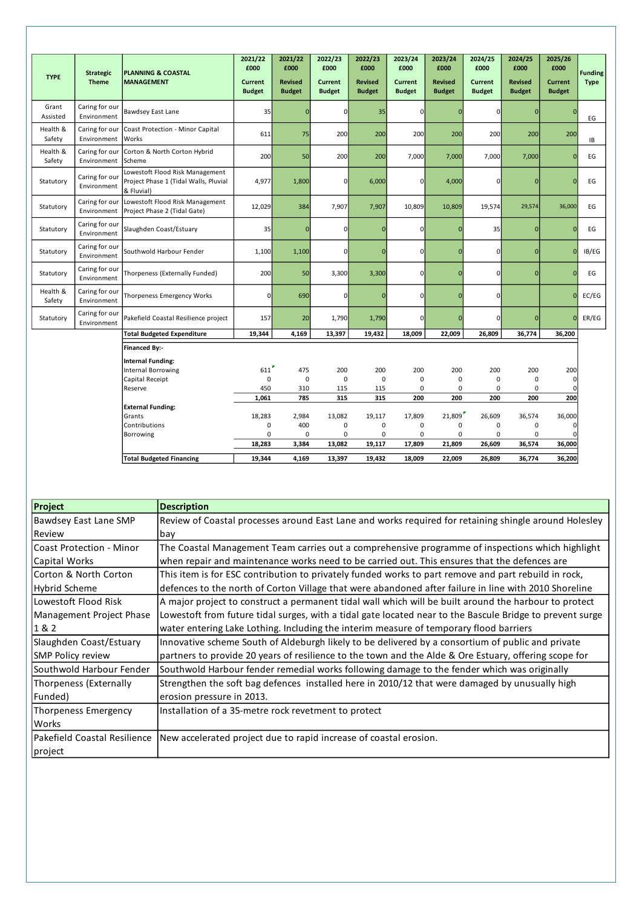| TYPE | Strategic Theme | PLANNING & COASTAL MANAGEMENT | 2021/22 £000 Current Budget | 2021/22 £000 Revised Budget | 2022/23 £000 Current Budget | 2022/23 £000 Revised Budget | 2023/24 £000 Current Budget | 2023/24 £000 Revised Budget | 2024/25 £000 Current Budget | 2024/25 £000 Revised Budget | 2025/26 £000 Current Budget | Funding Type |
|---|---|---|---|---|---|---|---|---|---|---|---|---|
| Grant Assisted | Caring for our Environment | Bawdsey East Lane | 35 | 0 | 0 | 35 | 0 | 0 | 0 | 0 | 0 | EG |
| Health & Safety | Caring for our Environment | Coast Protection - Minor Capital Works | 611 | 75 | 200 | 200 | 200 | 200 | 200 | 200 | 200 | IB |
| Health & Safety | Caring for our Environment | Corton & North Corton Hybrid Scheme | 200 | 50 | 200 | 200 | 7,000 | 7,000 | 7,000 | 7,000 | 0 | EG |
| Statutory | Caring for our Environment | Lowestoft Flood Risk Management Project Phase 1 (Tidal Walls, Pluvial & Fluvial) | 4,977 | 1,800 | 0 | 6,000 | 0 | 4,000 | 0 | 0 | 0 | EG |
| Statutory | Caring for our Environment | Lowestoft Flood Risk Management Project Phase 2 (Tidal Gate) | 12,029 | 384 | 7,907 | 7,907 | 10,809 | 10,809 | 19,574 | 29,574 | 36,000 | EG |
| Statutory | Caring for our Environment | Slaughden Coast/Estuary | 35 | 0 | 0 | 0 | 0 | 0 | 35 | 0 | 0 | EG |
| Statutory | Caring for our Environment | Southwold Harbour Fender | 1,100 | 1,100 | 0 | 0 | 0 | 0 | 0 | 0 | 0 | IB/EG |
| Statutory | Caring for our Environment | Thorpeness (Externally Funded) | 200 | 50 | 3,300 | 3,300 | 0 | 0 | 0 | 0 | 0 | EG |
| Health & Safety | Caring for our Environment | Thorpeness Emergency Works | 0 | 690 | 0 | 0 | 0 | 0 | 0 | | 0 | EC/EG |
| Statutory | Caring for our Environment | Pakefield Coastal Resilience project | 157 | 20 | 1,790 | 1,790 | 0 | 0 | 0 | 0 | 0 | ER/EG |
| | | **Total Budgeted Expenditure** | **19,344** | **4,169** | **13,397** | **19,432** | **18,009** | **22,009** | **26,809** | **36,774** | **36,200** | |
| | | **Financed By:-** | | | | | | | | | | |
| | | **Internal Funding:** | | | | | | | | | | |
| | | Internal Borrowing | 611 | 475 | 200 | 200 | 200 | 200 | 200 | 200 | 200 | |
| | | Capital Receipt | 0 | 0 | 0 | 0 | 0 | 0 | 0 | 0 | 0 | |
| | | Reserve | 450 | 310 | 115 | 115 | 0 | 0 | 0 | 0 | 0 | |
| | | | **1,061** | **785** | **315** | **315** | **200** | **200** | **200** | **200** | **200** | |
| | | **External Funding:** | | | | | | | | | | |
| | | Grants | 18,283 | 2,984 | 13,082 | 19,117 | 17,809 | 21,809 | 26,609 | 36,574 | 36,000 | |
| | | Contributions | 0 | 400 | 0 | 0 | 0 | 0 | 0 | 0 | 0 | |
| | | Borrowing | 0 | 0 | 0 | 0 | 0 | 0 | 0 | 0 | 0 | |
| | | | **18,283** | **3,384** | **13,082** | **19,117** | **17,809** | **21,809** | **26,609** | **36,574** | **36,000** | |
| | | **Total Budgeted Financing** | **19,344** | **4,169** | **13,397** | **19,432** | **18,009** | **22,009** | **26,809** | **36,774** | **36,200** | |

| Project | Description |
|---|---|
| Bawdsey East Lane SMP Review | Review of Coastal processes around East Lane and works required for retaining shingle around Holesley bay |
| Coast Protection - Minor Capital Works | The Coastal Management Team carries out a comprehensive programme of inspections which highlight when repair and maintenance works need to be carried out. This ensures that the defences are |
| Corton & North Corton Hybrid Scheme | This item is for ESC contribution to privately funded works to part remove and part rebuild in rock, defences to the north of Corton Village that were abandoned after failure in line with 2010 Shoreline |
| Lowestoft Flood Risk Management Project Phase 1 & 2 | A major project to construct a permanent tidal wall which will be built around the harbour to protect Lowestoft from future tidal surges, with a tidal gate located near to the Bascule Bridge to prevent surge water entering Lake Lothing. Including the interim measure of temporary flood barriers |
| Slaughden Coast/Estuary SMP Policy review | Innovative scheme South of Aldeburgh likely to be delivered by a consortium of public and private partners to provide 20 years of resilience to the town and the Alde & Ore Estuary, offering scope for |
| Southwold Harbour Fender | Southwold Harbour fender remedial works following damage to the fender which was originally |
| Thorpeness (Externally Funded) | Strengthen the soft bag defences installed here in 2010/12 that were damaged by unusually high erosion pressure in 2013. |
| Thorpeness Emergency Works | Installation of a 35-metre rock revetment to protect |
| Pakefield Coastal Resilience project | New accelerated project due to rapid increase of coastal erosion. |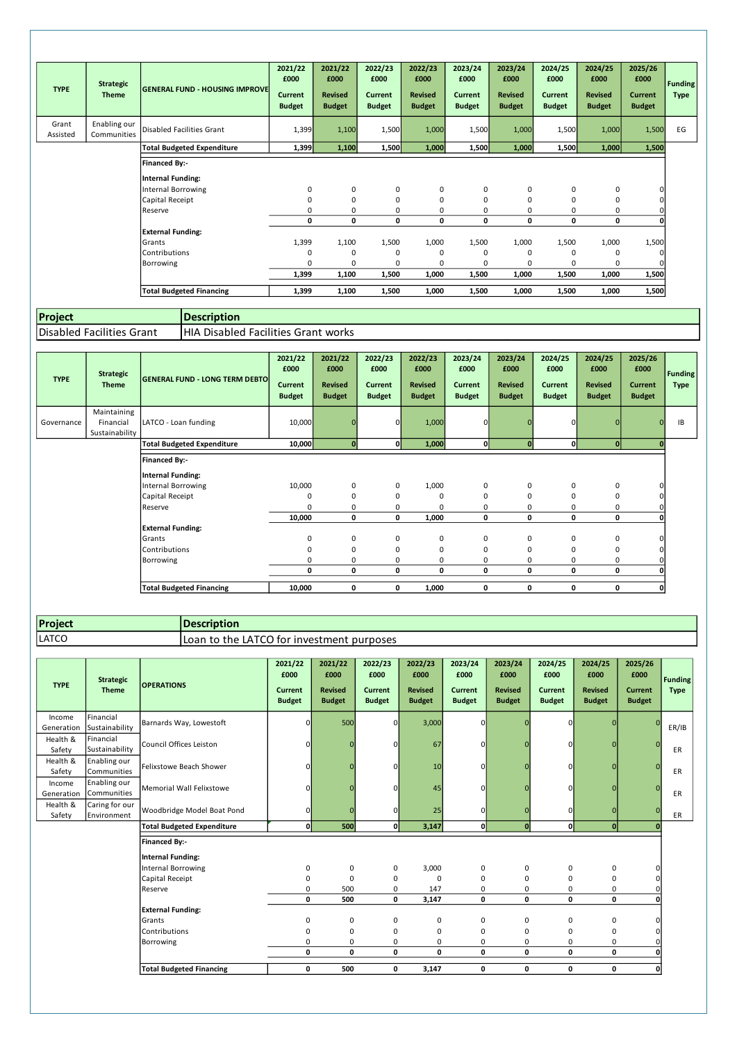| TYPE | Strategic Theme | GENERAL FUND - HOUSING IMPROVE | 2021/22 £000 Current Budget | 2021/22 £000 Revised Budget | 2022/23 £000 Current Budget | 2022/23 £000 Revised Budget | 2023/24 £000 Current Budget | 2023/24 £000 Revised Budget | 2024/25 £000 Current Budget | 2024/25 £000 Revised Budget | 2025/26 £000 Current Budget | Funding Type |
|---|---|---|---|---|---|---|---|---|---|---|---|---|
| Grant Assisted | Enabling our Communities | Disabled Facilities Grant | 1,399 | 1,100 | 1,500 | 1,000 | 1,500 | 1,000 | 1,500 | 1,000 | 1,500 | EG |
| | | **Total Budgeted Expenditure** | **1,399** | **1,100** | **1,500** | **1,000** | **1,500** | **1,000** | **1,500** | **1,000** | **1,500** | |
| | | **Financed By:-** | | | | | | | | | | |
| | | **Internal Funding:** | | | | | | | | | | |
| | | Internal Borrowing | 0 | 0 | 0 | 0 | 0 | 0 | 0 | 0 | 0 | |
| | | Capital Receipt | 0 | 0 | 0 | 0 | 0 | 0 | 0 | 0 | 0 | |
| | | Reserve | 0 | 0 | 0 | 0 | 0 | 0 | 0 | 0 | 0 | |
| | | | **0** | **0** | **0** | **0** | **0** | **0** | **0** | **0** | **0** | |
| | | **External Funding:** | | | | | | | | | | |
| | | Grants | 1,399 | 1,100 | 1,500 | 1,000 | 1,500 | 1,000 | 1,500 | 1,000 | 1,500 | |
| | | Contributions | 0 | 0 | 0 | 0 | 0 | 0 | 0 | 0 | 0 | |
| | | Borrowing | 0 | 0 | 0 | 0 | 0 | 0 | 0 | 0 | 0 | |
| | | | **1,399** | **1,100** | **1,500** | **1,000** | **1,500** | **1,000** | **1,500** | **1,000** | **1,500** | |
| | | **Total Budgeted Financing** | **1,399** | **1,100** | **1,500** | **1,000** | **1,500** | **1,000** | **1,500** | **1,000** | **1,500** | |

| Project | Description |
|---|---|
| Disabled Facilities Grant | HIA Disabled Facilities Grant works |

| TYPE | Strategic Theme | GENERAL FUND - LONG TERM DEBTO | 2021/22 £000 Current Budget | 2021/22 £000 Revised Budget | 2022/23 £000 Current Budget | 2022/23 £000 Revised Budget | 2023/24 £000 Current Budget | 2023/24 £000 Revised Budget | 2024/25 £000 Current Budget | 2024/25 £000 Revised Budget | 2025/26 £000 Current Budget | Funding Type |
|---|---|---|---|---|---|---|---|---|---|---|---|---|
| Governance | Maintaining Financial Sustainability | LATCO - Loan funding | 10,000 | 0 | 0 | 1,000 | 0 | 0 | 0 | 0 | 0 | IB |
| | | **Total Budgeted Expenditure** | **10,000** | **0** | **0** | **1,000** | **0** | **0** | **0** | **0** | **0** | |
| | | **Financed By:-** | | | | | | | | | | |
| | | **Internal Funding:** | | | | | | | | | | |
| | | Internal Borrowing | 10,000 | 0 | 0 | 1,000 | 0 | 0 | 0 | 0 | 0 | |
| | | Capital Receipt | 0 | 0 | 0 | 0 | 0 | 0 | 0 | 0 | 0 | |
| | | Reserve | 0 | 0 | 0 | 0 | 0 | 0 | 0 | 0 | 0 | |
| | | | **10,000** | **0** | **0** | **1,000** | **0** | **0** | **0** | **0** | **0** | |
| | | **External Funding:** | | | | | | | | | | |
| | | Grants | 0 | 0 | 0 | 0 | 0 | 0 | 0 | 0 | 0 | |
| | | Contributions | 0 | 0 | 0 | 0 | 0 | 0 | 0 | 0 | 0 | |
| | | Borrowing | 0 | 0 | 0 | 0 | 0 | 0 | 0 | 0 | 0 | |
| | | | **0** | **0** | **0** | **0** | **0** | **0** | **0** | **0** | **0** | |
| | | **Total Budgeted Financing** | **10,000** | **0** | **0** | **1,000** | **0** | **0** | **0** | **0** | **0** | |

| Project | Description |
|---|---|
| LATCO | Loan to the LATCO for investment purposes |

| TYPE | Strategic Theme | OPERATIONS | 2021/22 £000 Current Budget | 2021/22 £000 Revised Budget | 2022/23 £000 Current Budget | 2022/23 £000 Revised Budget | 2023/24 £000 Current Budget | 2023/24 £000 Revised Budget | 2024/25 £000 Current Budget | 2024/25 £000 Revised Budget | 2025/26 £000 Current Budget | Funding Type |
|---|---|---|---|---|---|---|---|---|---|---|---|---|
| Income Generation | Financial Sustainability | Barnards Way, Lowestoft | 0 | 500 | 0 | 3,000 | 0 | 0 | 0 | 0 | 0 | ER/IB |
| Health & Safety | Financial Sustainability | Council Offices Leiston | 0 | 0 | 0 | 67 | 0 | 0 | 0 | 0 | 0 | ER |
| Health & Safety | Enabling our Communities | Felixstowe Beach Shower | 0 | 0 | 0 | 10 | 0 | 0 | 0 | 0 | 0 | ER |
| Income Generation | Enabling our Communities | Memorial Wall Felixstowe | 0 | 0 | 0 | 45 | 0 | 0 | 0 | 0 | 0 | ER |
| Health & Safety | Caring for our Environment | Woodbridge Model Boat Pond | 0 | 0 | 0 | 25 | 0 | 0 | 0 | 0 | 0 | ER |
| | | **Total Budgeted Expenditure** | **0** | **500** | **0** | **3,147** | **0** | **0** | **0** | **0** | **0** | |
| | | **Financed By:-** | | | | | | | | | | |
| | | **Internal Funding:** | | | | | | | | | | |
| | | Internal Borrowing | 0 | 0 | 0 | 3,000 | 0 | 0 | 0 | 0 | 0 | |
| | | Capital Receipt | 0 | 0 | 0 | 0 | 0 | 0 | 0 | 0 | 0 | |
| | | Reserve | 0 | 500 | 0 | 147 | 0 | 0 | 0 | 0 | 0 | |
| | | | **0** | **500** | **0** | **3,147** | **0** | **0** | **0** | **0** | **0** | |
| | | **External Funding:** | | | | | | | | | | |
| | | Grants | 0 | 0 | 0 | 0 | 0 | 0 | 0 | 0 | 0 | |
| | | Contributions | 0 | 0 | 0 | 0 | 0 | 0 | 0 | 0 | 0 | |
| | | Borrowing | 0 | 0 | 0 | 0 | 0 | 0 | 0 | 0 | 0 | |
| | | | **0** | **0** | **0** | **0** | **0** | **0** | **0** | **0** | **0** | |
| | | **Total Budgeted Financing** | **0** | **500** | **0** | **3,147** | **0** | **0** | **0** | **0** | **0** | |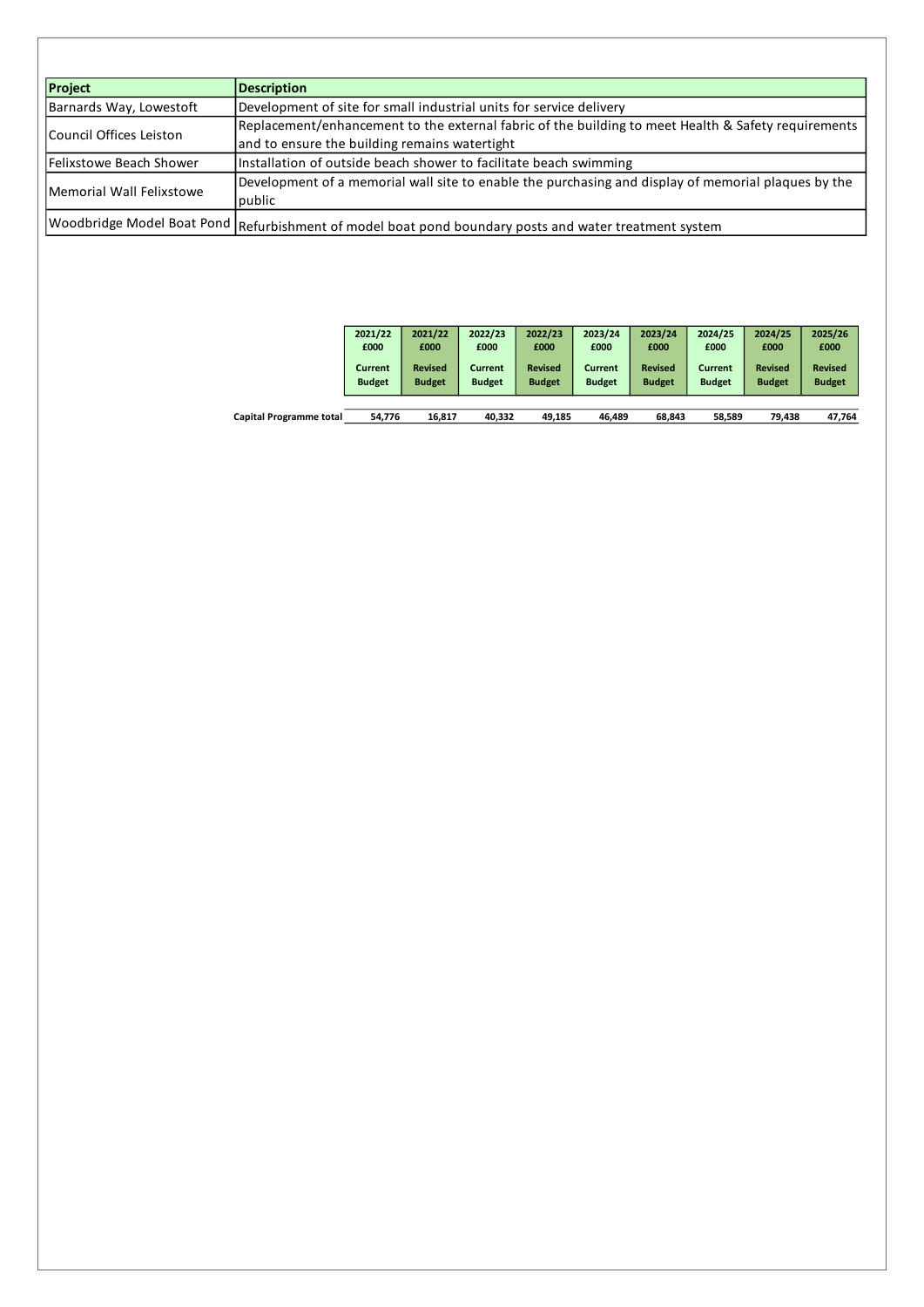| Project | Description |
|---|---|
| Barnards Way, Lowestoft | Development of site for small industrial units for service delivery |
| Council Offices Leiston | Replacement/enhancement to the external fabric of the building to meet Health & Safety requirements and to ensure the building remains watertight |
| Felixstowe Beach Shower | Installation of outside beach shower to facilitate beach swimming |
| Memorial Wall Felixstowe | Development of a memorial wall site to enable the purchasing and display of memorial plaques by the public |
| Woodbridge Model Boat Pond | Refurbishment of model boat pond boundary posts and water treatment system |

| | 2021/22 £000 Current Budget | 2021/22 £000 Revised Budget | 2022/23 £000 Current Budget | 2022/23 £000 Revised Budget | 2023/24 £000 Current Budget | 2023/24 £000 Revised Budget | 2024/25 £000 Current Budget | 2024/25 £000 Revised Budget | 2025/26 £000 Revised Budget |
|---|---|---|---|---|---|---|---|---|---|
| **Capital Programme total** | 54,776 | 16,817 | 40,332 | 49,185 | 46,489 | 68,843 | 58,589 | 79,438 | 47,764 |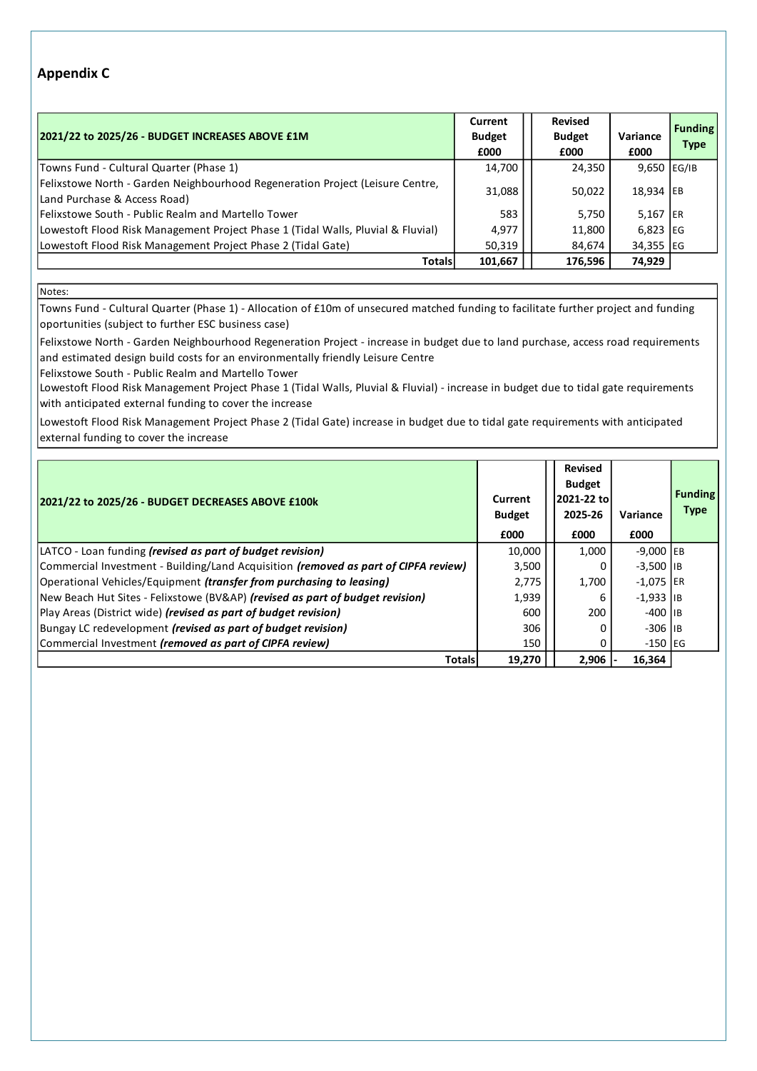## Appendix C

| 2021/22 to 2025/26 - BUDGET INCREASES ABOVE £1M | Current Budget £000 | Revised Budget £000 | Variance £000 | Funding Type |
|---|---|---|---|---|
| Towns Fund - Cultural Quarter (Phase 1) | 14,700 | 24,350 | 9,650 | EG/IB |
| Felixstowe North - Garden Neighbourhood Regeneration Project (Leisure Centre, Land Purchase & Access Road) | 31,088 | 50,022 | 18,934 | EB |
| Felixstowe South - Public Realm and Martello Tower | 583 | 5,750 | 5,167 | ER |
| Lowestoft Flood Risk Management Project Phase 1 (Tidal Walls, Pluvial & Fluvial) | 4,977 | 11,800 | 6,823 | EG |
| Lowestoft Flood Risk Management Project Phase 2 (Tidal Gate) | 50,319 | 84,674 | 34,355 | EG |
| **Totals** | **101,667** | **176,596** | **74,929** | |

Notes:

Towns Fund - Cultural Quarter (Phase 1) - Allocation of £10m of unsecured matched funding to facilitate further project and funding oportunities (subject to further ESC business case)

Felixstowe North - Garden Neighbourhood Regeneration Project - increase in budget due to land purchase, access road requirements and estimated design build costs for an environmentally friendly Leisure Centre

Felixstowe South - Public Realm and Martello Tower

Lowestoft Flood Risk Management Project Phase 1 (Tidal Walls, Pluvial & Fluvial) - increase in budget due to tidal gate requirements with anticipated external funding to cover the increase

Lowestoft Flood Risk Management Project Phase 2 (Tidal Gate) increase in budget due to tidal gate requirements with anticipated external funding to cover the increase

| 2021/22 to 2025/26 - BUDGET DECREASES ABOVE £100k | Current Budget £000 | Revised Budget 2021-22 to 2025-26 £000 | Variance £000 | Funding Type |
|---|---|---|---|---|
| LATCO - Loan funding ***(revised as part of budget revision)*** | 10,000 | 1,000 | -9,000 | EB |
| Commercial Investment - Building/Land Acquisition ***(removed as part of CIPFA review)*** | 3,500 | 0 | -3,500 | IB |
| Operational Vehicles/Equipment ***(transfer from purchasing to leasing)*** | 2,775 | 1,700 | -1,075 | ER |
| New Beach Hut Sites - Felixstowe (BV&AP) ***(revised as part of budget revision)*** | 1,939 | 6 | -1,933 | IB |
| Play Areas (District wide) ***(revised as part of budget revision)*** | 600 | 200 | -400 | IB |
| Bungay LC redevelopment ***(revised as part of budget revision)*** | 306 | 0 | -306 | IB |
| Commercial Investment ***(removed as part of CIPFA review)*** | 150 | 0 | -150 | EG |
| **Totals** | **19,270** | **2,906** | **- 16,364** | |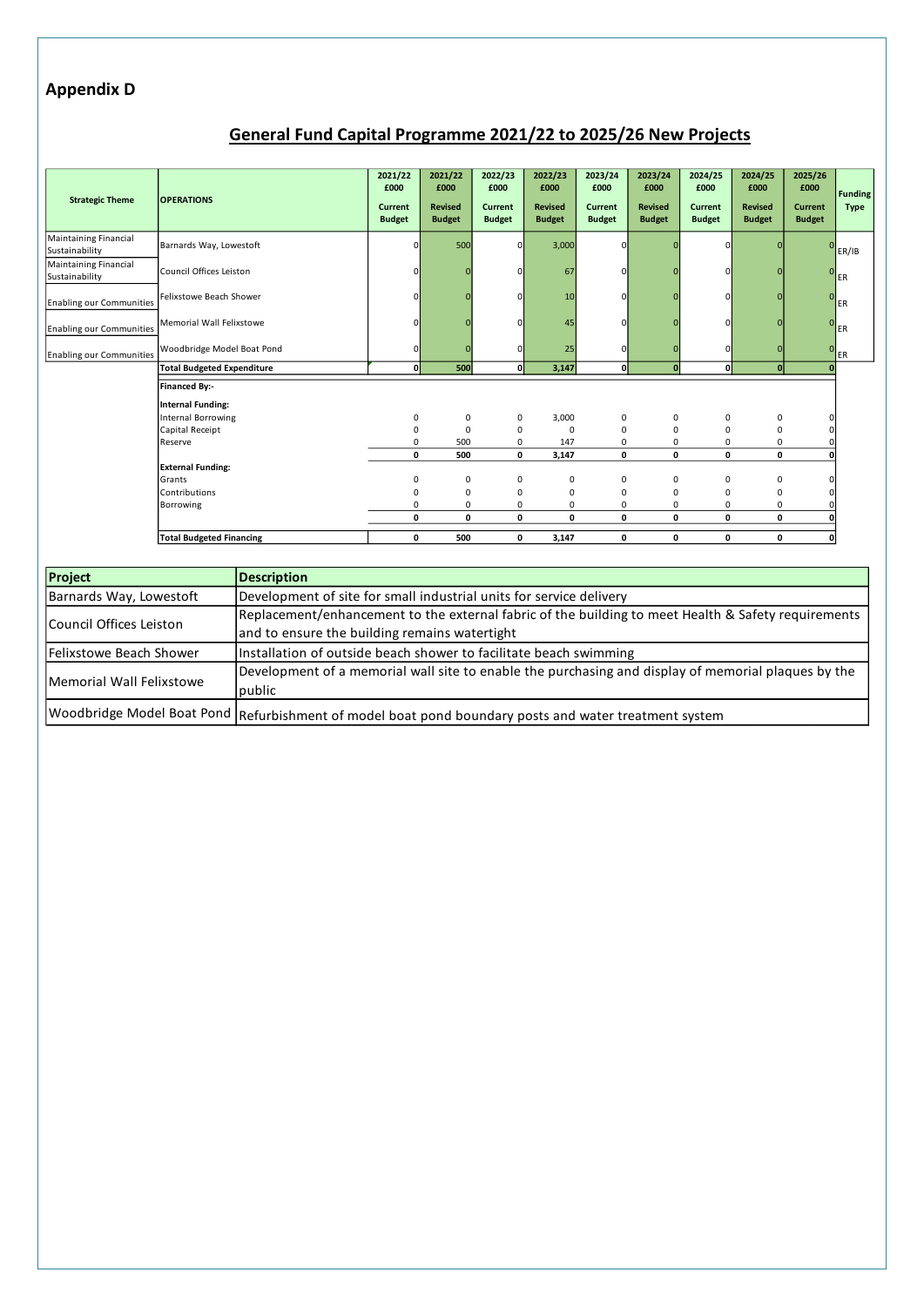## Appendix D

### General Fund Capital Programme 2021/22 to 2025/26 New Projects

| Strategic Theme | OPERATIONS | 2021/22 £000 Current Budget | 2021/22 £000 Revised Budget | 2022/23 £000 Current Budget | 2022/23 £000 Revised Budget | 2023/24 £000 Current Budget | 2023/24 £000 Revised Budget | 2024/25 £000 Current Budget | 2024/25 £000 Revised Budget | 2025/26 £000 Current Budget | Funding Type |
|---|---|---|---|---|---|---|---|---|---|---|---|
| Maintaining Financial Sustainability | Barnards Way, Lowestoft | 0 | 500 | 0 | 3,000 | 0 | 0 | 0 | 0 | 0 | ER/IB |
| Maintaining Financial Sustainability | Council Offices Leiston | 0 | 0 | 0 | 67 | 0 | 0 | 0 | 0 | 0 | ER |
| Enabling our Communities | Felixstowe Beach Shower | 0 | 0 | 0 | 10 | 0 | 0 | 0 | 0 | 0 | ER |
| Enabling our Communities | Memorial Wall Felixstowe | 0 | 0 | 0 | 45 | 0 | 0 | 0 | 0 | 0 | ER |
| Enabling our Communities | Woodbridge Model Boat Pond | 0 | 0 | 0 | 25 | 0 | 0 | 0 | 0 | 0 | ER |
| | **Total Budgeted Expenditure** | **0** | **500** | **0** | **3,147** | **0** | **0** | **0** | **0** | **0** | |
| | **Financed By:-** | | | | | | | | | | |
| | **Internal Funding:** | | | | | | | | | | |
| | Internal Borrowing | 0 | 0 | 0 | 3,000 | 0 | 0 | 0 | 0 | 0 | |
| | Capital Receipt | 0 | 0 | 0 | 0 | 0 | 0 | 0 | 0 | 0 | |
| | Reserve | 0 | 500 | 0 | 147 | 0 | 0 | 0 | 0 | 0 | |
| | | **0** | **500** | **0** | **3,147** | **0** | **0** | **0** | **0** | **0** | |
| | **External Funding:** | | | | | | | | | | |
| | Grants | 0 | 0 | 0 | 0 | 0 | 0 | 0 | 0 | 0 | |
| | Contributions | 0 | 0 | 0 | 0 | 0 | 0 | 0 | 0 | 0 | |
| | Borrowing | 0 | 0 | 0 | 0 | 0 | 0 | 0 | 0 | 0 | |
| | | **0** | **0** | **0** | **0** | **0** | **0** | **0** | **0** | **0** | |
| | **Total Budgeted Financing** | **0** | **500** | **0** | **3,147** | **0** | **0** | **0** | **0** | **0** | |

| Project | Description |
|---|---|
| Barnards Way, Lowestoft | Development of site for small industrial units for service delivery |
| Council Offices Leiston | Replacement/enhancement to the external fabric of the building to meet Health & Safety requirements and to ensure the building remains watertight |
| Felixstowe Beach Shower | Installation of outside beach shower to facilitate beach swimming |
| Memorial Wall Felixstowe | Development of a memorial wall site to enable the purchasing and display of memorial plaques by the public |
| Woodbridge Model Boat Pond | Refurbishment of model boat pond boundary posts and water treatment system |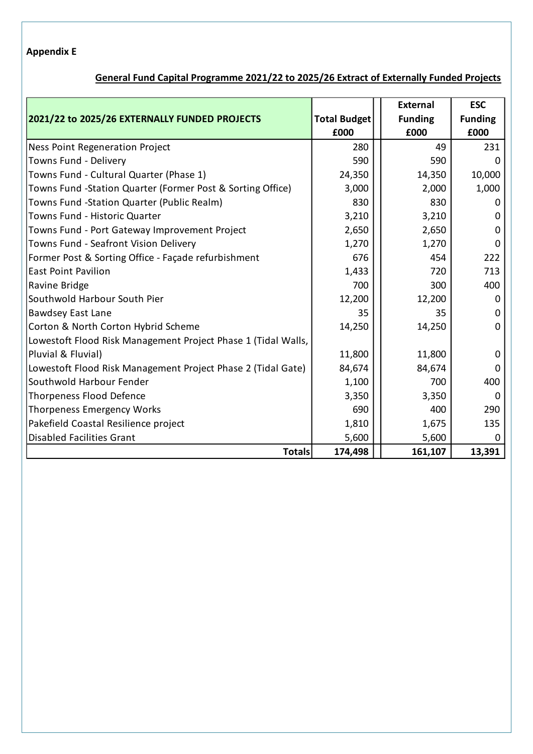**Appendix E**

**General Fund Capital Programme 2021/22 to 2025/26 Extract of Externally Funded Projects**

| 2021/22 to 2025/26 EXTERNALLY FUNDED PROJECTS | Total Budget £000 | External Funding £000 | ESC Funding £000 |
|---|---|---|---|
| Ness Point Regeneration Project | 280 | 49 | 231 |
| Towns Fund - Delivery | 590 | 590 | 0 |
| Towns Fund - Cultural Quarter (Phase 1) | 24,350 | 14,350 | 10,000 |
| Towns Fund -Station Quarter (Former Post & Sorting Office) | 3,000 | 2,000 | 1,000 |
| Towns Fund -Station Quarter (Public Realm) | 830 | 830 | 0 |
| Towns Fund - Historic Quarter | 3,210 | 3,210 | 0 |
| Towns Fund - Port Gateway Improvement Project | 2,650 | 2,650 | 0 |
| Towns Fund - Seafront Vision Delivery | 1,270 | 1,270 | 0 |
| Former Post & Sorting Office - Façade refurbishment | 676 | 454 | 222 |
| East Point Pavilion | 1,433 | 720 | 713 |
| Ravine Bridge | 700 | 300 | 400 |
| Southwold Harbour South Pier | 12,200 | 12,200 | 0 |
| Bawdsey East Lane | 35 | 35 | 0 |
| Corton & North Corton Hybrid Scheme | 14,250 | 14,250 | 0 |
| Lowestoft Flood Risk Management Project Phase 1 (Tidal Walls, Pluvial & Fluvial) | 11,800 | 11,800 | 0 |
| Lowestoft Flood Risk Management Project Phase 2 (Tidal Gate) | 84,674 | 84,674 | 0 |
| Southwold Harbour Fender | 1,100 | 700 | 400 |
| Thorpeness Flood Defence | 3,350 | 3,350 | 0 |
| Thorpeness Emergency Works | 690 | 400 | 290 |
| Pakefield Coastal Resilience project | 1,810 | 1,675 | 135 |
| Disabled Facilities Grant | 5,600 | 5,600 | 0 |
| **Totals** | **174,498** | **161,107** | **13,391** |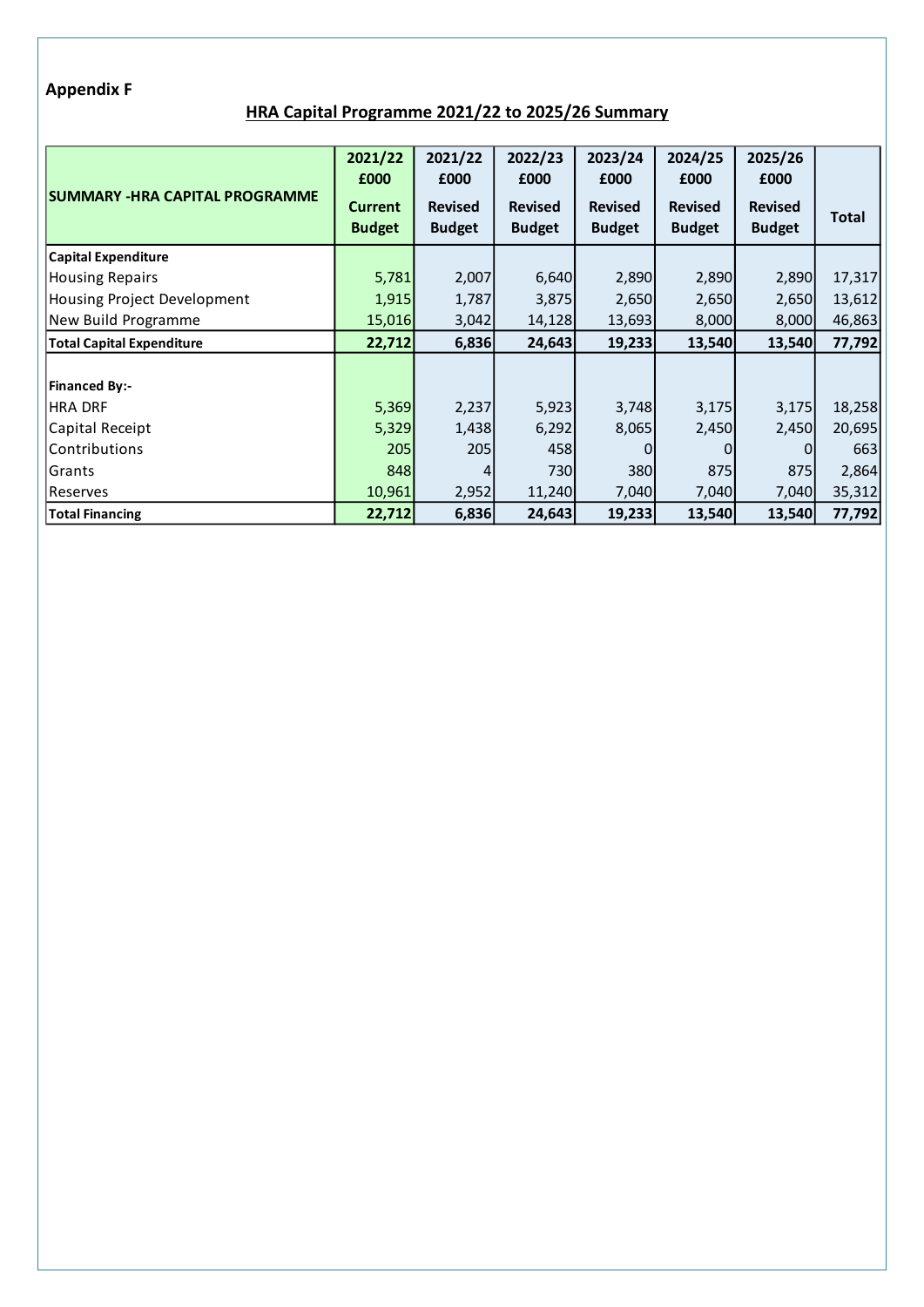**Appendix F**

## HRA Capital Programme 2021/22 to 2025/26 Summary

| SUMMARY -HRA CAPITAL PROGRAMME | 2021/22 £000 Current Budget | 2021/22 £000 Revised Budget | 2022/23 £000 Revised Budget | 2023/24 £000 Revised Budget | 2024/25 £000 Revised Budget | 2025/26 £000 Revised Budget | Total |
|---|---|---|---|---|---|---|---|
| **Capital Expenditure** | | | | | | | |
| Housing Repairs | 5,781 | 2,007 | 6,640 | 2,890 | 2,890 | 2,890 | 17,317 |
| Housing Project Development | 1,915 | 1,787 | 3,875 | 2,650 | 2,650 | 2,650 | 13,612 |
| New Build Programme | 15,016 | 3,042 | 14,128 | 13,693 | 8,000 | 8,000 | 46,863 |
| **Total Capital Expenditure** | **22,712** | **6,836** | **24,643** | **19,233** | **13,540** | **13,540** | **77,792** |
| | | | | | | | |
| **Financed By:-** | | | | | | | |
| HRA DRF | 5,369 | 2,237 | 5,923 | 3,748 | 3,175 | 3,175 | 18,258 |
| Capital Receipt | 5,329 | 1,438 | 6,292 | 8,065 | 2,450 | 2,450 | 20,695 |
| Contributions | 205 | 205 | 458 | 0 | 0 | 0 | 663 |
| Grants | 848 | 4 | 730 | 380 | 875 | 875 | 2,864 |
| Reserves | 10,961 | 2,952 | 11,240 | 7,040 | 7,040 | 7,040 | 35,312 |
| **Total Financing** | **22,712** | **6,836** | **24,643** | **19,233** | **13,540** | **13,540** | **77,792** |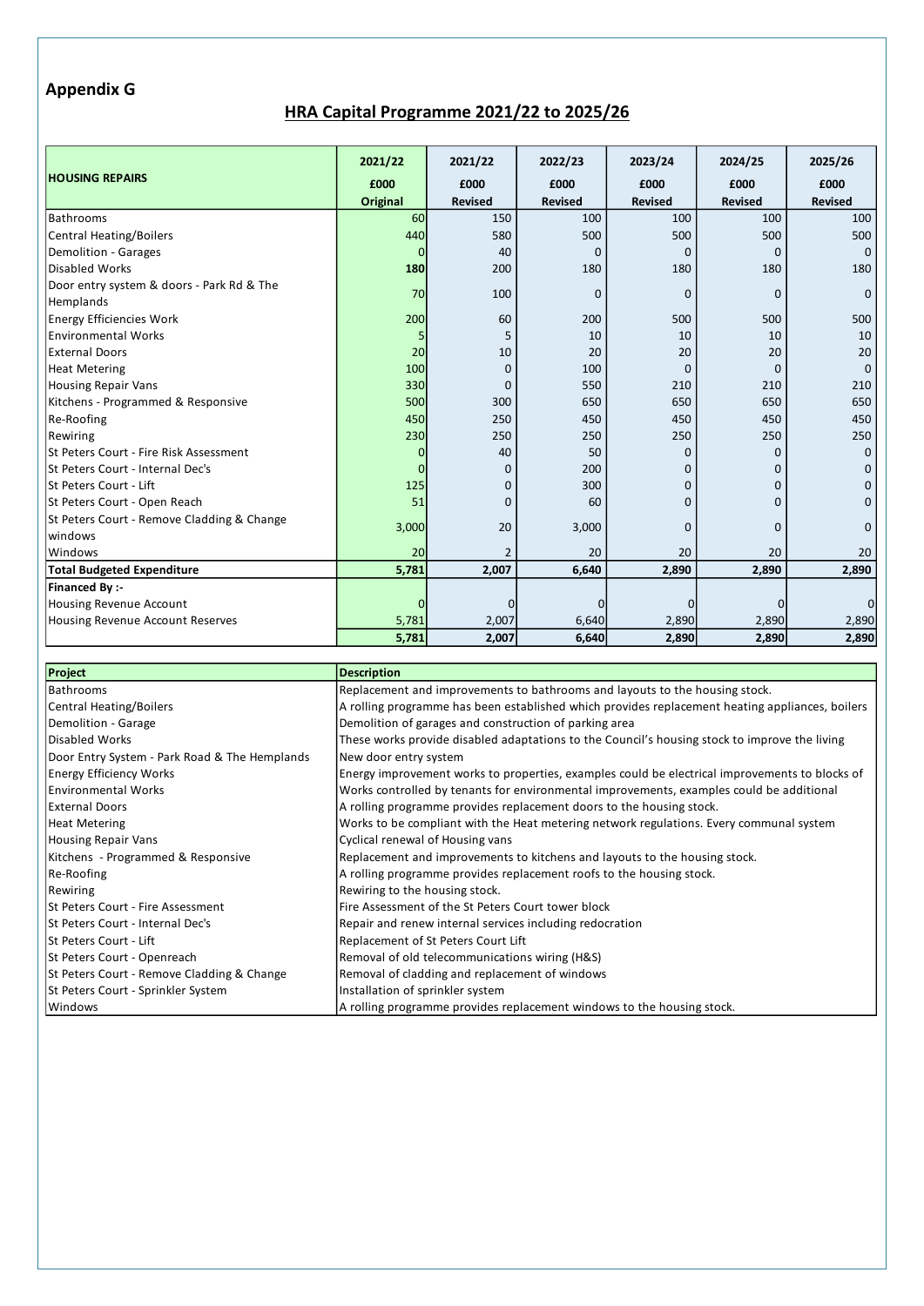## Appendix G

## HRA Capital Programme 2021/22 to 2025/26

| HOUSING REPAIRS | 2021/22 £000 Original | 2021/22 £000 Revised | 2022/23 £000 Revised | 2023/24 £000 Revised | 2024/25 £000 Revised | 2025/26 £000 Revised |
|---|---|---|---|---|---|---|
| Bathrooms | 60 | 150 | 100 | 100 | 100 | 100 |
| Central Heating/Boilers | 440 | 580 | 500 | 500 | 500 | 500 |
| Demolition - Garages | 0 | 40 | 0 | 0 | 0 | 0 |
| Disabled Works | **180** | 200 | 180 | 180 | 180 | 180 |
| Door entry system & doors - Park Rd & The Hemplands | 70 | 100 | 0 | 0 | 0 | 0 |
| Energy Efficiencies Work | 200 | 60 | 200 | 500 | 500 | 500 |
| Environmental Works | 5 | 5 | 10 | 10 | 10 | 10 |
| External Doors | 20 | 10 | 20 | 20 | 20 | 20 |
| Heat Metering | 100 | 0 | 100 | 0 | 0 | 0 |
| Housing Repair Vans | 330 | 0 | 550 | 210 | 210 | 210 |
| Kitchens - Programmed & Responsive | 500 | 300 | 650 | 650 | 650 | 650 |
| Re-Roofing | 450 | 250 | 450 | 450 | 450 | 450 |
| Rewiring | 230 | 250 | 250 | 250 | 250 | 250 |
| St Peters Court - Fire Risk Assessment | 0 | 40 | 50 | 0 | 0 | 0 |
| St Peters Court - Internal Dec's | 0 | 0 | 200 | 0 | 0 | 0 |
| St Peters Court - Lift | 125 | 0 | 300 | 0 | 0 | 0 |
| St Peters Court - Open Reach | 51 | 0 | 60 | 0 | 0 | 0 |
| St Peters Court - Remove Cladding & Change windows | 3,000 | 20 | 3,000 | 0 | 0 | 0 |
| Windows | 20 | 2 | 20 | 20 | 20 | 20 |
| **Total Budgeted Expenditure** | **5,781** | **2,007** | **6,640** | **2,890** | **2,890** | **2,890** |
| **Financed By :-** | | | | | | |
| Housing Revenue Account | 0 | 0 | 0 | 0 | 0 | 0 |
| Housing Revenue Account Reserves | 5,781 | 2,007 | 6,640 | 2,890 | 2,890 | 2,890 |
| | **5,781** | **2,007** | **6,640** | **2,890** | **2,890** | **2,890** |

| Project | Description |
|---|---|
| Bathrooms | Replacement and improvements to bathrooms and layouts to the housing stock. |
| Central Heating/Boilers | A rolling programme has been established which provides replacement heating appliances, boilers |
| Demolition - Garage | Demolition of garages and construction of parking area |
| Disabled Works | These works provide disabled adaptations to the Council's housing stock to improve the living |
| Door Entry System - Park Road & The Hemplands | New door entry system |
| Energy Efficiency Works | Energy improvement works to properties, examples could be electrical improvements to blocks of |
| Environmental Works | Works controlled by tenants for environmental improvements, examples could be additional |
| External Doors | A rolling programme provides replacement doors to the housing stock. |
| Heat Metering | Works to be compliant with the Heat metering network regulations. Every communal system |
| Housing Repair Vans | Cyclical renewal of Housing vans |
| Kitchens - Programmed & Responsive | Replacement and improvements to kitchens and layouts to the housing stock. |
| Re-Roofing | A rolling programme provides replacement roofs to the housing stock. |
| Rewiring | Rewiring to the housing stock. |
| St Peters Court - Fire Assessment | Fire Assessment of the St Peters Court tower block |
| St Peters Court - Internal Dec's | Repair and renew internal services including redocration |
| St Peters Court - Lift | Replacement of St Peters Court Lift |
| St Peters Court - Openreach | Removal of old telecommunications wiring (H&S) |
| St Peters Court - Remove Cladding & Change | Removal of cladding and replacement of windows |
| St Peters Court - Sprinkler System | Installation of sprinkler system |
| Windows | A rolling programme provides replacement windows to the housing stock. |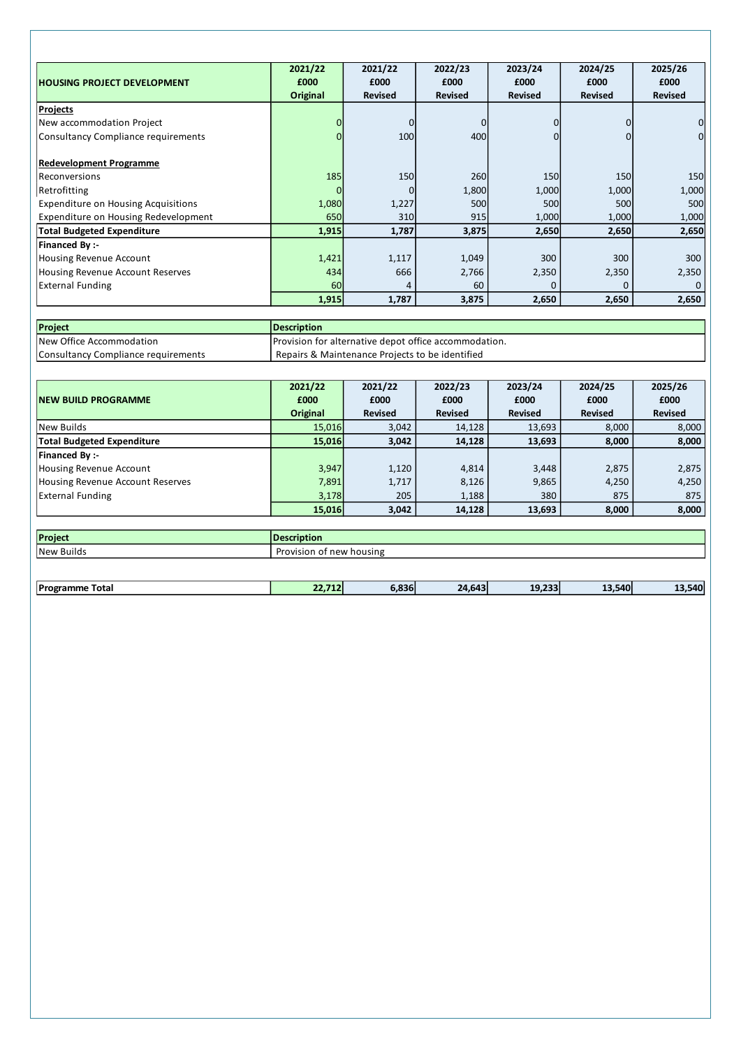| HOUSING PROJECT DEVELOPMENT | 2021/22 £000 Original | 2021/22 £000 Revised | 2022/23 £000 Revised | 2023/24 £000 Revised | 2024/25 £000 Revised | 2025/26 £000 Revised |
|---|---|---|---|---|---|---|
| **Projects** | | | | | | |
| New accommodation Project | 0 | 0 | 0 | 0 | 0 | 0 |
| Consultancy Compliance requirements | 0 | 100 | 400 | 0 | 0 | 0 |
| | | | | | | |
| **Redevelopment Programme** | | | | | | |
| Reconversions | 185 | 150 | 260 | 150 | 150 | 150 |
| Retrofitting | 0 | 0 | 1,800 | 1,000 | 1,000 | 1,000 |
| Expenditure on Housing Acquisitions | 1,080 | 1,227 | 500 | 500 | 500 | 500 |
| Expenditure on Housing Redevelopment | 650 | 310 | 915 | 1,000 | 1,000 | 1,000 |
| **Total Budgeted Expenditure** | **1,915** | **1,787** | **3,875** | **2,650** | **2,650** | **2,650** |
| **Financed By :-** | | | | | | |
| Housing Revenue Account | 1,421 | 1,117 | 1,049 | 300 | 300 | 300 |
| Housing Revenue Account Reserves | 434 | 666 | 2,766 | 2,350 | 2,350 | 2,350 |
| External Funding | 60 | 4 | 60 | 0 | 0 | 0 |
| | **1,915** | **1,787** | **3,875** | **2,650** | **2,650** | **2,650** |

| Project | Description |
|---|---|
| New Office Accommodation | Provision for alternative depot office accommodation. |
| Consultancy Compliance requirements | Repairs & Maintenance Projects to be identified |

| NEW BUILD PROGRAMME | 2021/22 £000 Original | 2021/22 £000 Revised | 2022/23 £000 Revised | 2023/24 £000 Revised | 2024/25 £000 Revised | 2025/26 £000 Revised |
|---|---|---|---|---|---|---|
| New Builds | 15,016 | 3,042 | 14,128 | 13,693 | 8,000 | 8,000 |
| **Total Budgeted Expenditure** | **15,016** | **3,042** | **14,128** | **13,693** | **8,000** | **8,000** |
| **Financed By :-** | | | | | | |
| Housing Revenue Account | 3,947 | 1,120 | 4,814 | 3,448 | 2,875 | 2,875 |
| Housing Revenue Account Reserves | 7,891 | 1,717 | 8,126 | 9,865 | 4,250 | 4,250 |
| External Funding | 3,178 | 205 | 1,188 | 380 | 875 | 875 |
| | **15,016** | **3,042** | **14,128** | **13,693** | **8,000** | **8,000** |

| Project | Description |
|---|---|
| New Builds | Provision of new housing |

| | | | | | | |
|---|---|---|---|---|---|---|
| **Programme Total** | **22,712** | **6,836** | **24,643** | **19,233** | **13,540** | **13,540** |